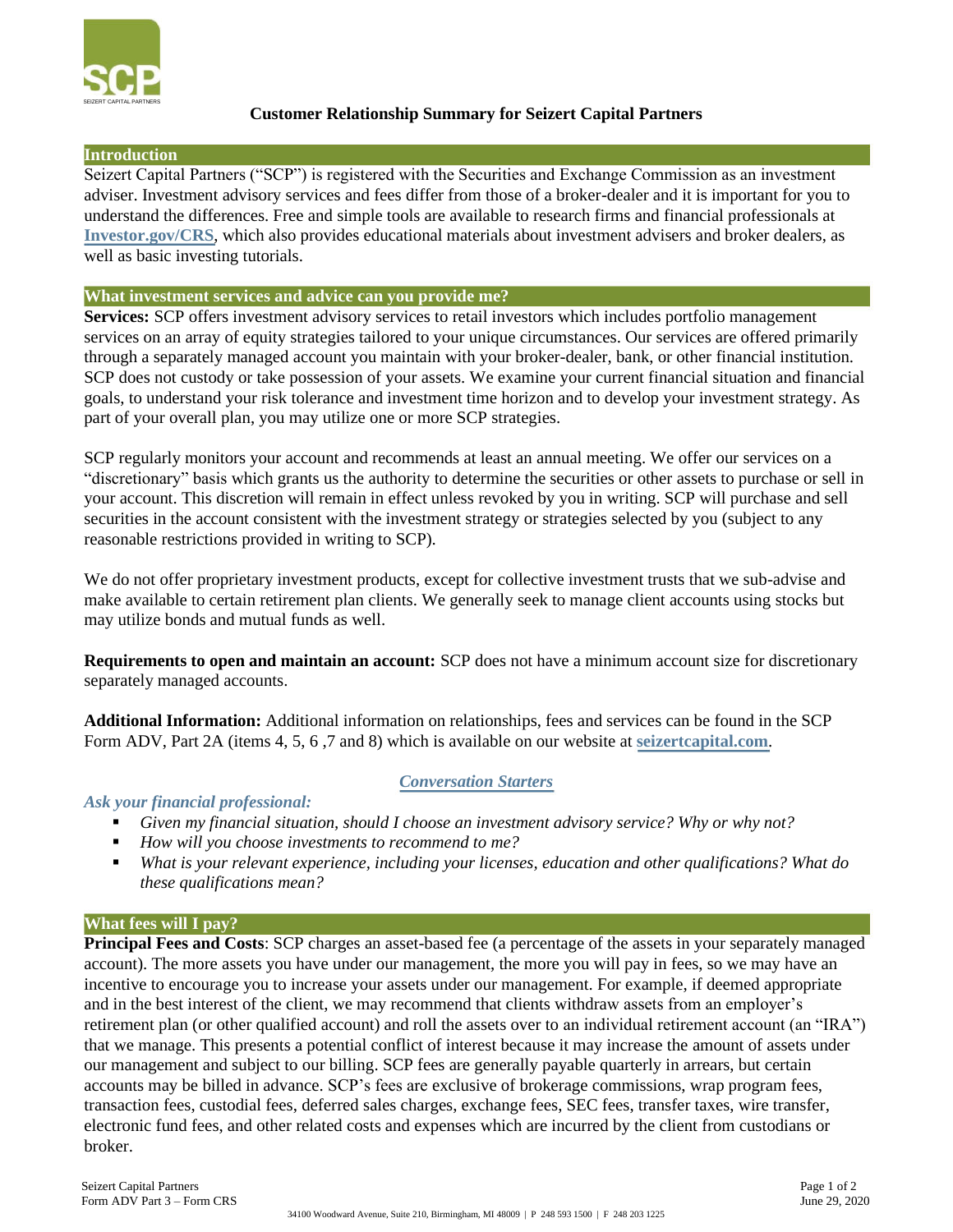# Customer Relationship Summary for Seizert Capital Partners

## Introduction

Seizert Capital Partners ("SCP") is registered with the Securities and Exchange Commission as an investment adviser. Investment advisory services and fees differ from those of a broker-dealer and it is important for you to understand the differences. Free and simple tools are available to research firms and financial professionals at **Investor.gov/CRS**, which also provides educational materials about investment advisers and broker dealers, as well as basic investing tutorials.

## What investment services and advice can you provide me?

**Services:** SCP offers investment advisory services to retail investors which includes portfolio management services on an array of equity strategies tailored to your unique circumstances. Our services are offered primarily through a separately managed account you maintain with your broker-dealer, bank, or other financial institution. SCP does not custody or take possession of your assets. We examine your current financial situation and financial goals, to understand your risk tolerance and investment time horizon and to develop your investment strategy. As part of your overall plan, you may utilize one or more SCP strategies.

SCP regularly monitors your account and recommends at least an annual meeting. We offer our services on a "discretionary" basis which grants us the authority to determine the securities or other assets to purchase or sell in your account. This discretion will remain in effect unless revoked by you in writing. SCP will purchase and sell securities in the account consistent with the investment strategy or strategies selected by you (subject to any reasonable restrictions provided in writing to SCP).

We do not offer proprietary investment products, except for collective investment trusts that we sub-advise and make available to certain retirement plan clients. We generally seek to manage client accounts using stocks but may utilize bonds and mutual funds as well.

**Requirements to open and maintain an account:** SCP does not have a minimum account size for discretionary separately managed accounts.

**Additional Information:** Additional information on relationships, fees and services can be found in the SCP Form ADV, Part 2A (items 4, 5, 6 ,7 and 8) which is available on our website at **seizertcapital.com**.

***Conversation Starters***

*Ask your financial professional:*

- *Given my financial situation, should I choose an investment advisory service? Why or why not?*
- *How will you choose investments to recommend to me?*
- *What is your relevant experience, including your licenses, education and other qualifications? What do these qualifications mean?*

## What fees will I pay?

**Principal Fees and Costs**: SCP charges an asset-based fee (a percentage of the assets in your separately managed account). The more assets you have under our management, the more you will pay in fees, so we may have an incentive to encourage you to increase your assets under our management. For example, if deemed appropriate and in the best interest of the client, we may recommend that clients withdraw assets from an employer's retirement plan (or other qualified account) and roll the assets over to an individual retirement account (an "IRA") that we manage. This presents a potential conflict of interest because it may increase the amount of assets under our management and subject to our billing. SCP fees are generally payable quarterly in arrears, but certain accounts may be billed in advance. SCP's fees are exclusive of brokerage commissions, wrap program fees, transaction fees, custodial fees, deferred sales charges, exchange fees, SEC fees, transfer taxes, wire transfer, electronic fund fees, and other related costs and expenses which are incurred by the client from custodians or broker.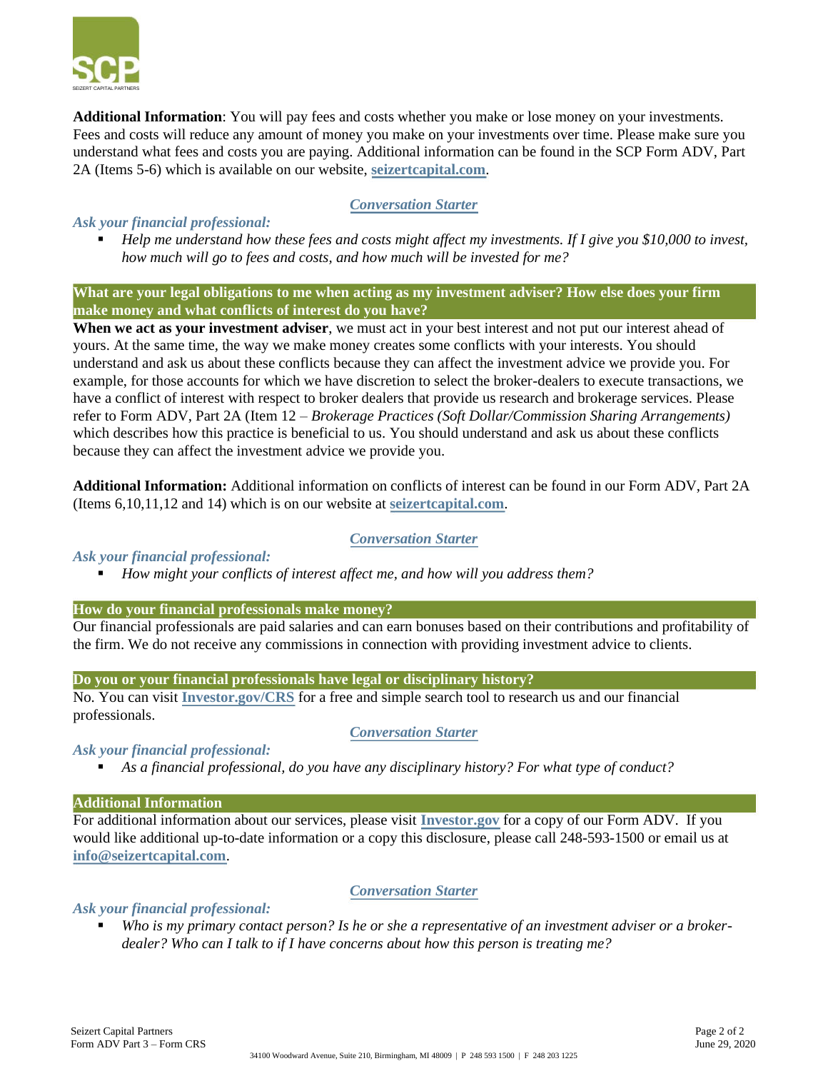**Additional Information**: You will pay fees and costs whether you make or lose money on your investments. Fees and costs will reduce any amount of money you make on your investments over time. Please make sure you understand what fees and costs you are paying. Additional information can be found in the SCP Form ADV, Part 2A (Items 5-6) which is available on our website, **seizertcapital.com**.

*Conversation Starter*

*Ask your financial professional:*

- *Help me understand how these fees and costs might affect my investments. If I give you $10,000 to invest, how much will go to fees and costs, and how much will be invested for me?*

## What are your legal obligations to me when acting as my investment adviser? How else does your firm make money and what conflicts of interest do you have?

**When we act as your investment adviser**, we must act in your best interest and not put our interest ahead of yours. At the same time, the way we make money creates some conflicts with your interests. You should understand and ask us about these conflicts because they can affect the investment advice we provide you. For example, for those accounts for which we have discretion to select the broker-dealers to execute transactions, we have a conflict of interest with respect to broker dealers that provide us research and brokerage services. Please refer to Form ADV, Part 2A (Item 12 – *Brokerage Practices (Soft Dollar/Commission Sharing Arrangements)* which describes how this practice is beneficial to us. You should understand and ask us about these conflicts because they can affect the investment advice we provide you.

**Additional Information:** Additional information on conflicts of interest can be found in our Form ADV, Part 2A (Items 6,10,11,12 and 14) which is on our website at **seizertcapital.com**.

*Conversation Starter*

*Ask your financial professional:*

- *How might your conflicts of interest affect me, and how will you address them?*

## How do your financial professionals make money?

Our financial professionals are paid salaries and can earn bonuses based on their contributions and profitability of the firm. We do not receive any commissions in connection with providing investment advice to clients.

## Do you or your financial professionals have legal or disciplinary history?

No. You can visit **Investor.gov/CRS** for a free and simple search tool to research us and our financial professionals.

*Conversation Starter*

*Ask your financial professional:*

- *As a financial professional, do you have any disciplinary history? For what type of conduct?*

## Additional Information

For additional information about our services, please visit **Investor.gov** for a copy of our Form ADV. If you would like additional up-to-date information or a copy this disclosure, please call 248-593-1500 or email us at **info@seizertcapital.com**.

*Conversation Starter*

*Ask your financial professional:*

- *Who is my primary contact person? Is he or she a representative of an investment adviser or a broker-dealer? Who can I talk to if I have concerns about how this person is treating me?*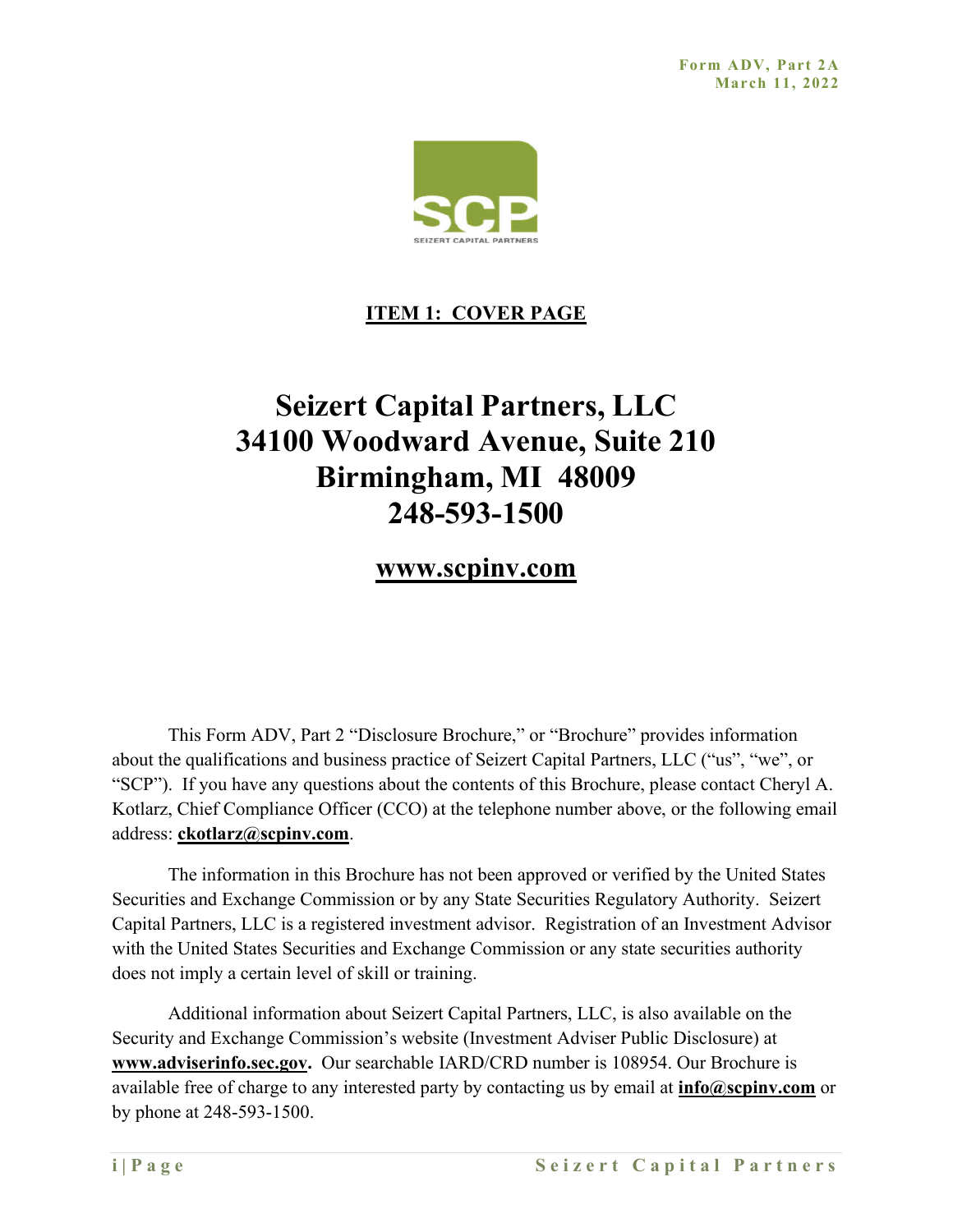Form ADV, Part 2A
March 11, 2022

## ITEM 1: COVER PAGE

# Seizert Capital Partners, LLC
# 34100 Woodward Avenue, Suite 210
# Birmingham, MI 48009
# 248-593-1500

## www.scpinv.com

This Form ADV, Part 2 "Disclosure Brochure," or "Brochure" provides information about the qualifications and business practice of Seizert Capital Partners, LLC ("us", "we", or "SCP"). If you have any questions about the contents of this Brochure, please contact Cheryl A. Kotlarz, Chief Compliance Officer (CCO) at the telephone number above, or the following email address: **ckotlarz@scpinv.com**.

The information in this Brochure has not been approved or verified by the United States Securities and Exchange Commission or by any State Securities Regulatory Authority. Seizert Capital Partners, LLC is a registered investment advisor. Registration of an Investment Advisor with the United States Securities and Exchange Commission or any state securities authority does not imply a certain level of skill or training.

Additional information about Seizert Capital Partners, LLC, is also available on the Security and Exchange Commission's website (Investment Adviser Public Disclosure) at **www.adviserinfo.sec.gov.** Our searchable IARD/CRD number is 108954. Our Brochure is available free of charge to any interested party by contacting us by email at **info@scpinv.com** or by phone at 248-593-1500.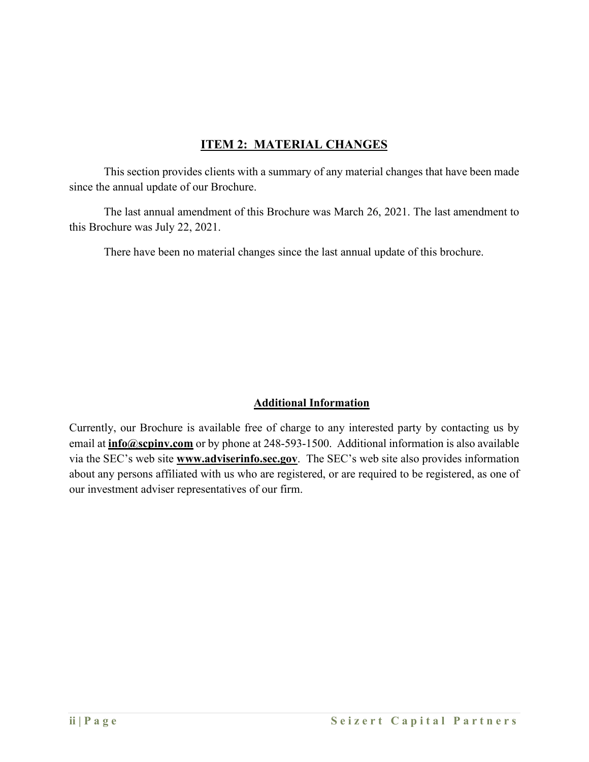## ITEM 2: MATERIAL CHANGES

This section provides clients with a summary of any material changes that have been made since the annual update of our Brochure.

The last annual amendment of this Brochure was March 26, 2021. The last amendment to this Brochure was July 22, 2021.

There have been no material changes since the last annual update of this brochure.

### Additional Information

Currently, our Brochure is available free of charge to any interested party by contacting us by email at **info@scpinv.com** or by phone at 248-593-1500. Additional information is also available via the SEC's web site **www.adviserinfo.sec.gov**. The SEC's web site also provides information about any persons affiliated with us who are registered, or are required to be registered, as one of our investment adviser representatives of our firm.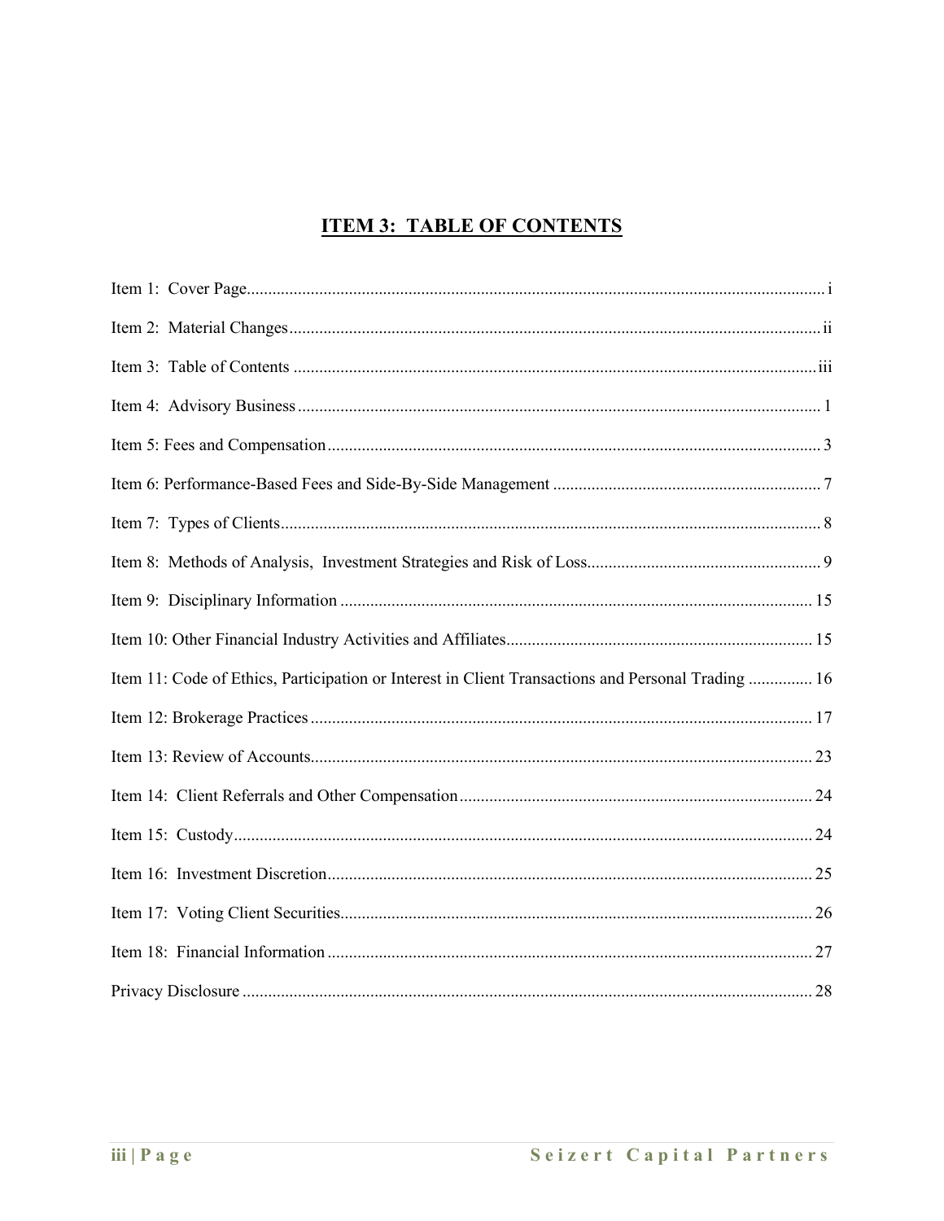# ITEM 3: TABLE OF CONTENTS

Item 1: Cover Page....................................................................................................................................... i

Item 2: Material Changes............................................................................................................................ ii

Item 3: Table of Contents .......................................................................................................................... iii

Item 4: Advisory Business .......................................................................................................................... 1

Item 5: Fees and Compensation................................................................................................................... 3

Item 6: Performance-Based Fees and Side-By-Side Management ............................................................... 7

Item 7: Types of Clients.............................................................................................................................. 8

Item 8: Methods of Analysis, Investment Strategies and Risk of Loss....................................................... 9

Item 9: Disciplinary Information .............................................................................................................. 15

Item 10: Other Financial Industry Activities and Affiliates....................................................................... 15

Item 11: Code of Ethics, Participation or Interest in Client Transactions and Personal Trading ............... 16

Item 12: Brokerage Practices ..................................................................................................................... 17

Item 13: Review of Accounts..................................................................................................................... 23

Item 14: Client Referrals and Other Compensation.................................................................................. 24

Item 15: Custody........................................................................................................................................ 24

Item 16: Investment Discretion.................................................................................................................. 25

Item 17: Voting Client Securities.............................................................................................................. 26

Item 18: Financial Information .................................................................................................................. 27

Privacy Disclosure ..................................................................................................................................... 28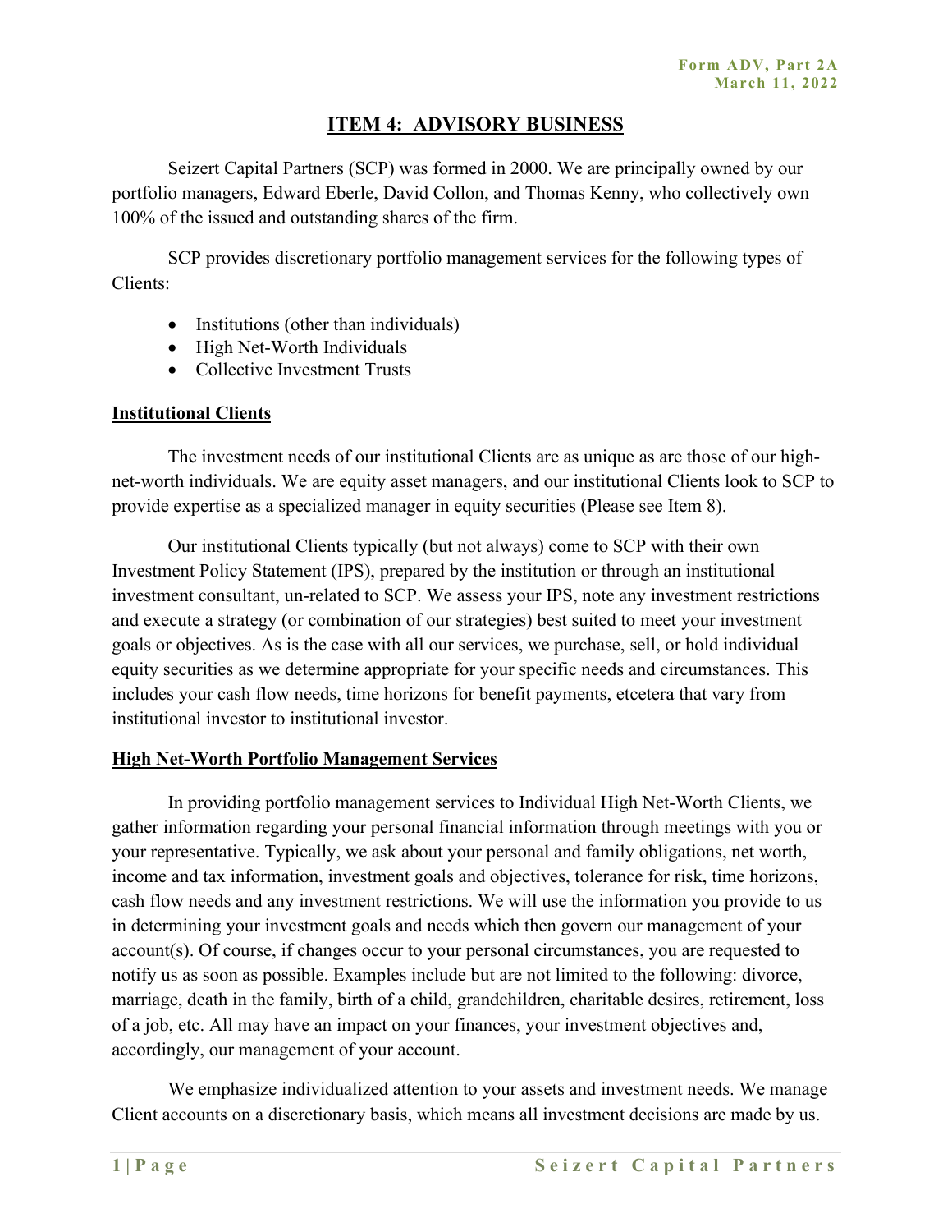## ITEM 4: ADVISORY BUSINESS

Seizert Capital Partners (SCP) was formed in 2000. We are principally owned by our portfolio managers, Edward Eberle, David Collon, and Thomas Kenny, who collectively own 100% of the issued and outstanding shares of the firm.

SCP provides discretionary portfolio management services for the following types of Clients:

- Institutions (other than individuals)
- High Net-Worth Individuals
- Collective Investment Trusts

### Institutional Clients

The investment needs of our institutional Clients are as unique as are those of our high-net-worth individuals. We are equity asset managers, and our institutional Clients look to SCP to provide expertise as a specialized manager in equity securities (Please see Item 8).

Our institutional Clients typically (but not always) come to SCP with their own Investment Policy Statement (IPS), prepared by the institution or through an institutional investment consultant, un-related to SCP. We assess your IPS, note any investment restrictions and execute a strategy (or combination of our strategies) best suited to meet your investment goals or objectives. As is the case with all our services, we purchase, sell, or hold individual equity securities as we determine appropriate for your specific needs and circumstances. This includes your cash flow needs, time horizons for benefit payments, etcetera that vary from institutional investor to institutional investor.

### High Net-Worth Portfolio Management Services

In providing portfolio management services to Individual High Net-Worth Clients, we gather information regarding your personal financial information through meetings with you or your representative. Typically, we ask about your personal and family obligations, net worth, income and tax information, investment goals and objectives, tolerance for risk, time horizons, cash flow needs and any investment restrictions. We will use the information you provide to us in determining your investment goals and needs which then govern our management of your account(s). Of course, if changes occur to your personal circumstances, you are requested to notify us as soon as possible. Examples include but are not limited to the following: divorce, marriage, death in the family, birth of a child, grandchildren, charitable desires, retirement, loss of a job, etc. All may have an impact on your finances, your investment objectives and, accordingly, our management of your account.

We emphasize individualized attention to your assets and investment needs. We manage Client accounts on a discretionary basis, which means all investment decisions are made by us.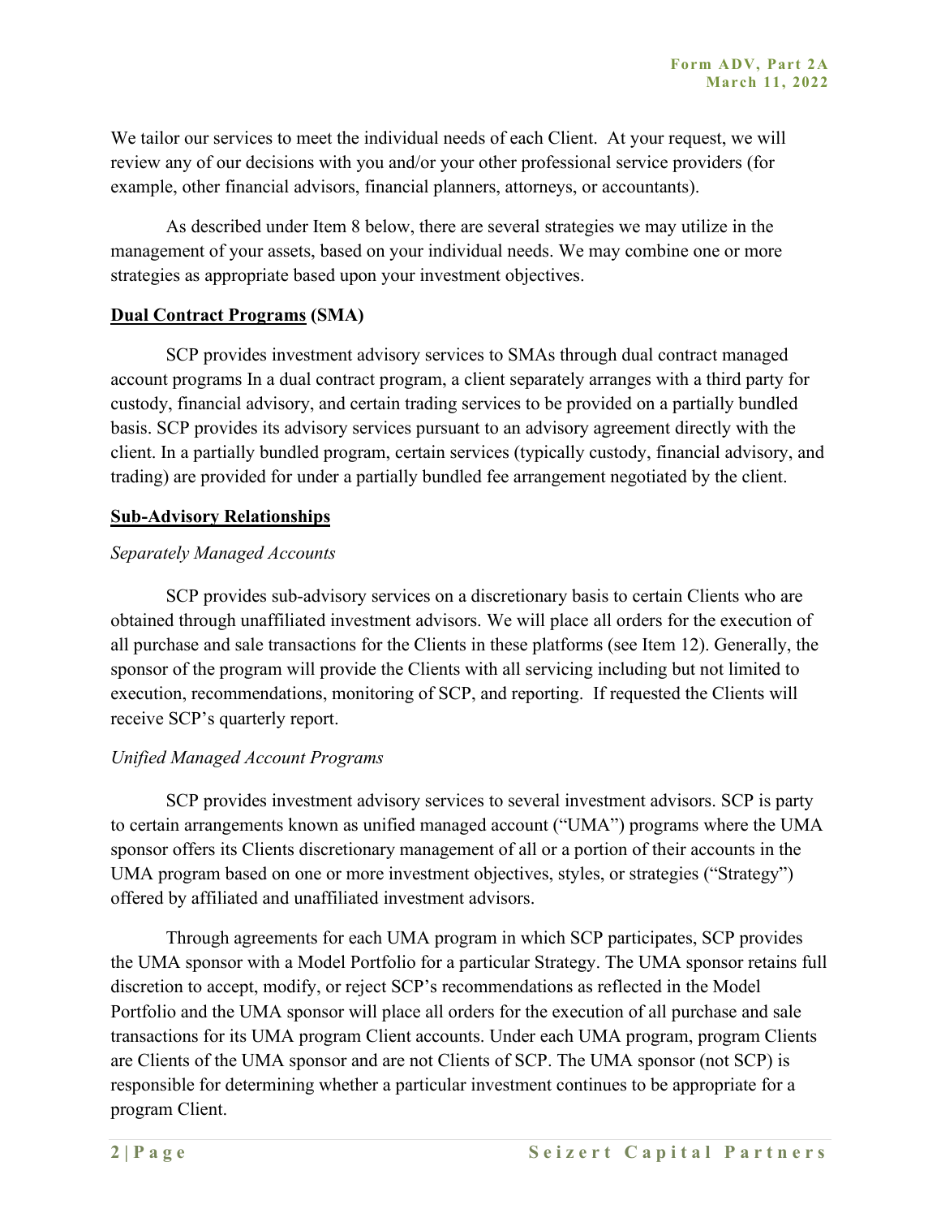We tailor our services to meet the individual needs of each Client. At your request, we will review any of our decisions with you and/or your other professional service providers (for example, other financial advisors, financial planners, attorneys, or accountants).

As described under Item 8 below, there are several strategies we may utilize in the management of your assets, based on your individual needs. We may combine one or more strategies as appropriate based upon your investment objectives.

**Dual Contract Programs (SMA)**

SCP provides investment advisory services to SMAs through dual contract managed account programs In a dual contract program, a client separately arranges with a third party for custody, financial advisory, and certain trading services to be provided on a partially bundled basis. SCP provides its advisory services pursuant to an advisory agreement directly with the client. In a partially bundled program, certain services (typically custody, financial advisory, and trading) are provided for under a partially bundled fee arrangement negotiated by the client.

**Sub-Advisory Relationships**

*Separately Managed Accounts*

SCP provides sub-advisory services on a discretionary basis to certain Clients who are obtained through unaffiliated investment advisors. We will place all orders for the execution of all purchase and sale transactions for the Clients in these platforms (see Item 12). Generally, the sponsor of the program will provide the Clients with all servicing including but not limited to execution, recommendations, monitoring of SCP, and reporting. If requested the Clients will receive SCP's quarterly report.

*Unified Managed Account Programs*

SCP provides investment advisory services to several investment advisors. SCP is party to certain arrangements known as unified managed account ("UMA") programs where the UMA sponsor offers its Clients discretionary management of all or a portion of their accounts in the UMA program based on one or more investment objectives, styles, or strategies ("Strategy") offered by affiliated and unaffiliated investment advisors.

Through agreements for each UMA program in which SCP participates, SCP provides the UMA sponsor with a Model Portfolio for a particular Strategy. The UMA sponsor retains full discretion to accept, modify, or reject SCP's recommendations as reflected in the Model Portfolio and the UMA sponsor will place all orders for the execution of all purchase and sale transactions for its UMA program Client accounts. Under each UMA program, program Clients are Clients of the UMA sponsor and are not Clients of SCP. The UMA sponsor (not SCP) is responsible for determining whether a particular investment continues to be appropriate for a program Client.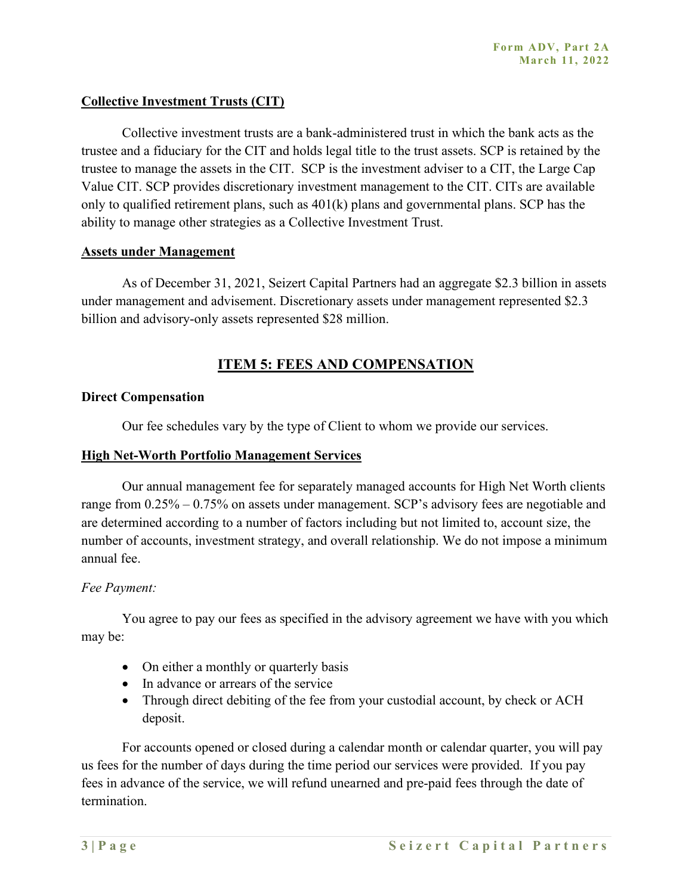**Collective Investment Trusts (CIT)**

Collective investment trusts are a bank-administered trust in which the bank acts as the trustee and a fiduciary for the CIT and holds legal title to the trust assets. SCP is retained by the trustee to manage the assets in the CIT. SCP is the investment adviser to a CIT, the Large Cap Value CIT. SCP provides discretionary investment management to the CIT. CITs are available only to qualified retirement plans, such as 401(k) plans and governmental plans. SCP has the ability to manage other strategies as a Collective Investment Trust.

**Assets under Management**

As of December 31, 2021, Seizert Capital Partners had an aggregate $2.3 billion in assets under management and advisement. Discretionary assets under management represented $2.3 billion and advisory-only assets represented $28 million.

## ITEM 5: FEES AND COMPENSATION

**Direct Compensation**

Our fee schedules vary by the type of Client to whom we provide our services.

**High Net-Worth Portfolio Management Services**

Our annual management fee for separately managed accounts for High Net Worth clients range from 0.25% – 0.75% on assets under management. SCP's advisory fees are negotiable and are determined according to a number of factors including but not limited to, account size, the number of accounts, investment strategy, and overall relationship. We do not impose a minimum annual fee.

*Fee Payment:*

You agree to pay our fees as specified in the advisory agreement we have with you which may be:

- On either a monthly or quarterly basis
- In advance or arrears of the service
- Through direct debiting of the fee from your custodial account, by check or ACH deposit.

For accounts opened or closed during a calendar month or calendar quarter, you will pay us fees for the number of days during the time period our services were provided. If you pay fees in advance of the service, we will refund unearned and pre-paid fees through the date of termination.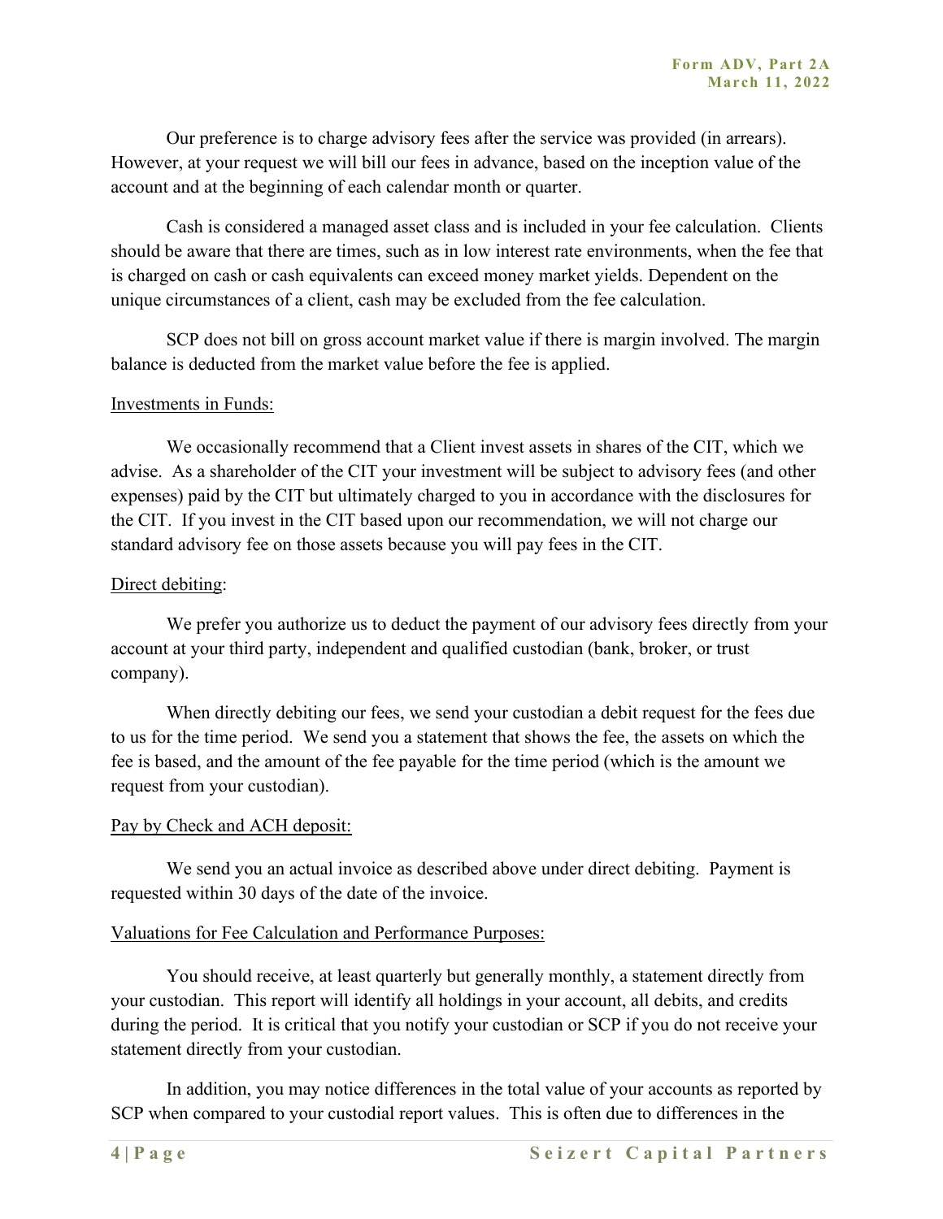Our preference is to charge advisory fees after the service was provided (in arrears). However, at your request we will bill our fees in advance, based on the inception value of the account and at the beginning of each calendar month or quarter.

Cash is considered a managed asset class and is included in your fee calculation. Clients should be aware that there are times, such as in low interest rate environments, when the fee that is charged on cash or cash equivalents can exceed money market yields. Dependent on the unique circumstances of a client, cash may be excluded from the fee calculation.

SCP does not bill on gross account market value if there is margin involved. The margin balance is deducted from the market value before the fee is applied.

Investments in Funds:

We occasionally recommend that a Client invest assets in shares of the CIT, which we advise. As a shareholder of the CIT your investment will be subject to advisory fees (and other expenses) paid by the CIT but ultimately charged to you in accordance with the disclosures for the CIT. If you invest in the CIT based upon our recommendation, we will not charge our standard advisory fee on those assets because you will pay fees in the CIT.

Direct debiting:

We prefer you authorize us to deduct the payment of our advisory fees directly from your account at your third party, independent and qualified custodian (bank, broker, or trust company).

When directly debiting our fees, we send your custodian a debit request for the fees due to us for the time period. We send you a statement that shows the fee, the assets on which the fee is based, and the amount of the fee payable for the time period (which is the amount we request from your custodian).

Pay by Check and ACH deposit:

We send you an actual invoice as described above under direct debiting. Payment is requested within 30 days of the date of the invoice.

Valuations for Fee Calculation and Performance Purposes:

You should receive, at least quarterly but generally monthly, a statement directly from your custodian. This report will identify all holdings in your account, all debits, and credits during the period. It is critical that you notify your custodian or SCP if you do not receive your statement directly from your custodian.

In addition, you may notice differences in the total value of your accounts as reported by SCP when compared to your custodial report values. This is often due to differences in the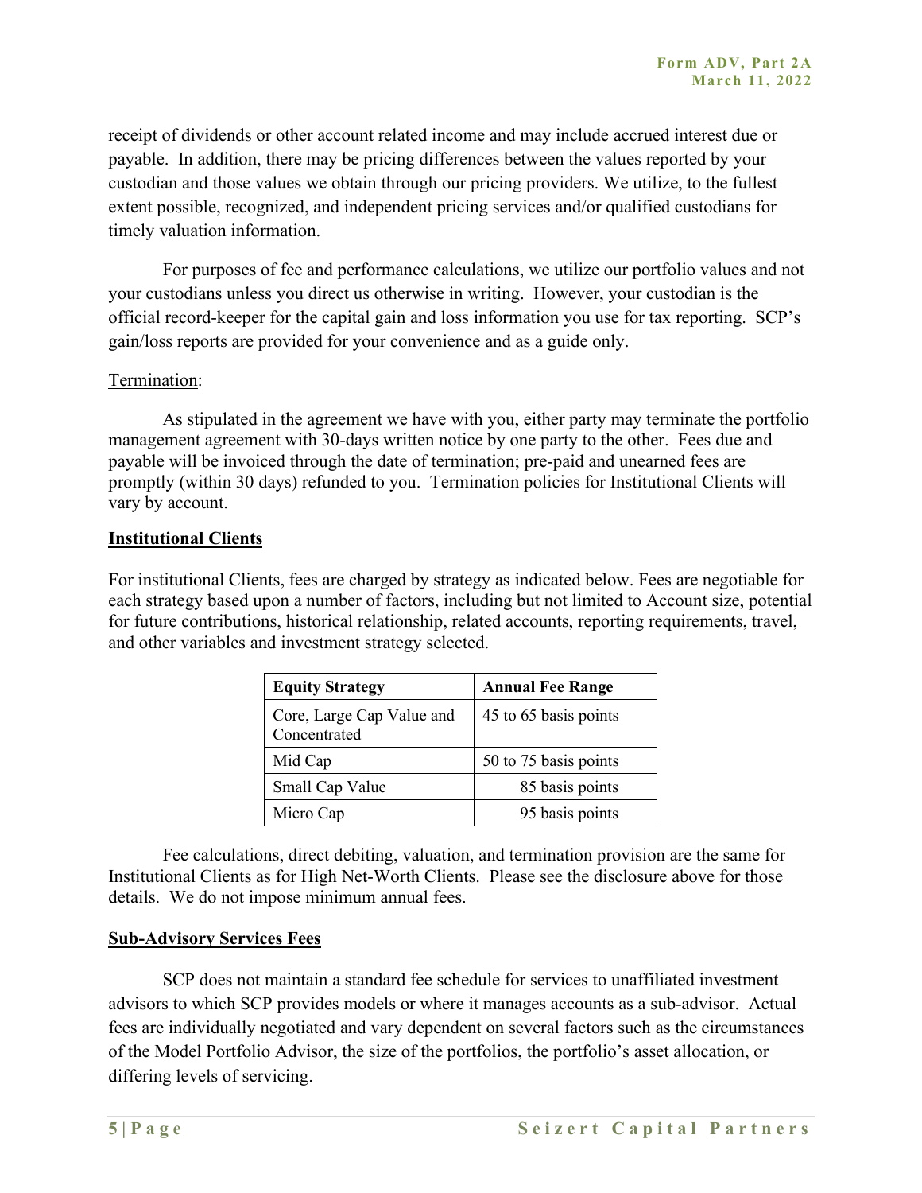receipt of dividends or other account related income and may include accrued interest due or payable. In addition, there may be pricing differences between the values reported by your custodian and those values we obtain through our pricing providers. We utilize, to the fullest extent possible, recognized, and independent pricing services and/or qualified custodians for timely valuation information.

For purposes of fee and performance calculations, we utilize our portfolio values and not your custodians unless you direct us otherwise in writing. However, your custodian is the official record-keeper for the capital gain and loss information you use for tax reporting. SCP's gain/loss reports are provided for your convenience and as a guide only.

Termination:

As stipulated in the agreement we have with you, either party may terminate the portfolio management agreement with 30-days written notice by one party to the other. Fees due and payable will be invoiced through the date of termination; pre-paid and unearned fees are promptly (within 30 days) refunded to you. Termination policies for Institutional Clients will vary by account.

**Institutional Clients**

For institutional Clients, fees are charged by strategy as indicated below. Fees are negotiable for each strategy based upon a number of factors, including but not limited to Account size, potential for future contributions, historical relationship, related accounts, reporting requirements, travel, and other variables and investment strategy selected.

| **Equity Strategy** | **Annual Fee Range** |
|---|---|
| Core, Large Cap Value and Concentrated | 45 to 65 basis points |
| Mid Cap | 50 to 75 basis points |
| Small Cap Value | 85 basis points |
| Micro Cap | 95 basis points |

Fee calculations, direct debiting, valuation, and termination provision are the same for Institutional Clients as for High Net-Worth Clients. Please see the disclosure above for those details. We do not impose minimum annual fees.

**Sub-Advisory Services Fees**

SCP does not maintain a standard fee schedule for services to unaffiliated investment advisors to which SCP provides models or where it manages accounts as a sub-advisor. Actual fees are individually negotiated and vary dependent on several factors such as the circumstances of the Model Portfolio Advisor, the size of the portfolios, the portfolio's asset allocation, or differing levels of servicing.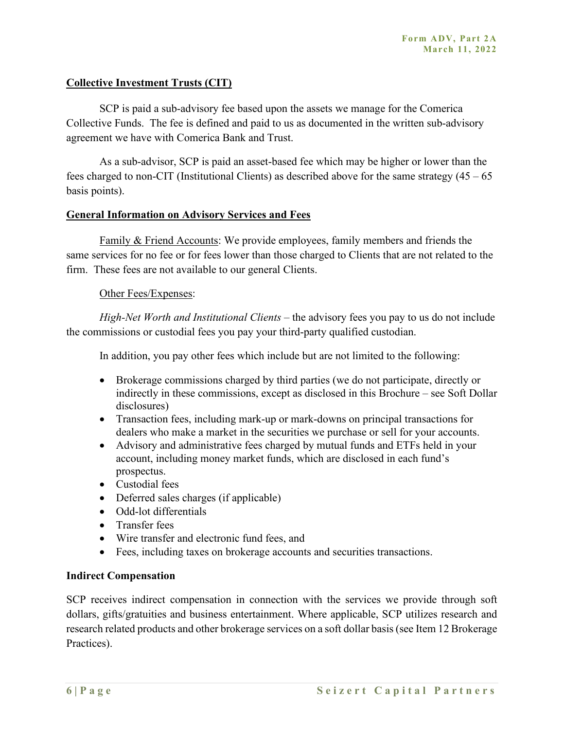## Collective Investment Trusts (CIT)

SCP is paid a sub-advisory fee based upon the assets we manage for the Comerica Collective Funds. The fee is defined and paid to us as documented in the written sub-advisory agreement we have with Comerica Bank and Trust.

As a sub-advisor, SCP is paid an asset-based fee which may be higher or lower than the fees charged to non-CIT (Institutional Clients) as described above for the same strategy (45 – 65 basis points).

## General Information on Advisory Services and Fees

Family & Friend Accounts: We provide employees, family members and friends the same services for no fee or for fees lower than those charged to Clients that are not related to the firm. These fees are not available to our general Clients.

Other Fees/Expenses:

*High-Net Worth and Institutional Clients* – the advisory fees you pay to us do not include the commissions or custodial fees you pay your third-party qualified custodian.

In addition, you pay other fees which include but are not limited to the following:

- Brokerage commissions charged by third parties (we do not participate, directly or indirectly in these commissions, except as disclosed in this Brochure – see Soft Dollar disclosures)
- Transaction fees, including mark-up or mark-downs on principal transactions for dealers who make a market in the securities we purchase or sell for your accounts.
- Advisory and administrative fees charged by mutual funds and ETFs held in your account, including money market funds, which are disclosed in each fund's prospectus.
- Custodial fees
- Deferred sales charges (if applicable)
- Odd-lot differentials
- Transfer fees
- Wire transfer and electronic fund fees, and
- Fees, including taxes on brokerage accounts and securities transactions.

**Indirect Compensation**

SCP receives indirect compensation in connection with the services we provide through soft dollars, gifts/gratuities and business entertainment. Where applicable, SCP utilizes research and research related products and other brokerage services on a soft dollar basis (see Item 12 Brokerage Practices).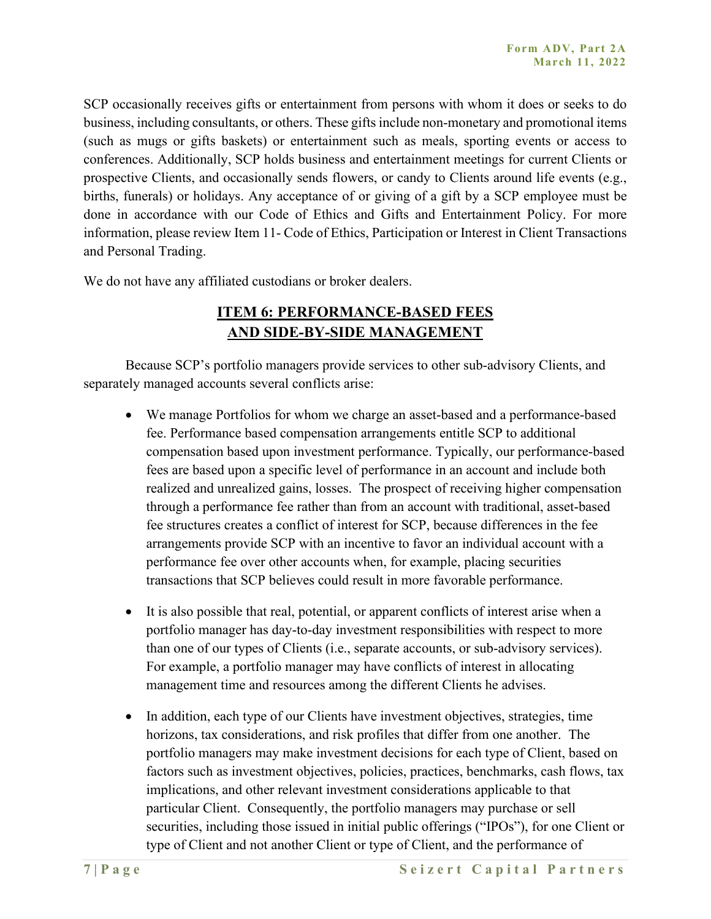SCP occasionally receives gifts or entertainment from persons with whom it does or seeks to do business, including consultants, or others. These gifts include non-monetary and promotional items (such as mugs or gifts baskets) or entertainment such as meals, sporting events or access to conferences. Additionally, SCP holds business and entertainment meetings for current Clients or prospective Clients, and occasionally sends flowers, or candy to Clients around life events (e.g., births, funerals) or holidays. Any acceptance of or giving of a gift by a SCP employee must be done in accordance with our Code of Ethics and Gifts and Entertainment Policy. For more information, please review Item 11- Code of Ethics, Participation or Interest in Client Transactions and Personal Trading.

We do not have any affiliated custodians or broker dealers.

## ITEM 6: PERFORMANCE-BASED FEES AND SIDE-BY-SIDE MANAGEMENT

Because SCP's portfolio managers provide services to other sub-advisory Clients, and separately managed accounts several conflicts arise:

- We manage Portfolios for whom we charge an asset-based and a performance-based fee. Performance based compensation arrangements entitle SCP to additional compensation based upon investment performance. Typically, our performance-based fees are based upon a specific level of performance in an account and include both realized and unrealized gains, losses. The prospect of receiving higher compensation through a performance fee rather than from an account with traditional, asset-based fee structures creates a conflict of interest for SCP, because differences in the fee arrangements provide SCP with an incentive to favor an individual account with a performance fee over other accounts when, for example, placing securities transactions that SCP believes could result in more favorable performance.

- It is also possible that real, potential, or apparent conflicts of interest arise when a portfolio manager has day-to-day investment responsibilities with respect to more than one of our types of Clients (i.e., separate accounts, or sub-advisory services). For example, a portfolio manager may have conflicts of interest in allocating management time and resources among the different Clients he advises.

- In addition, each type of our Clients have investment objectives, strategies, time horizons, tax considerations, and risk profiles that differ from one another. The portfolio managers may make investment decisions for each type of Client, based on factors such as investment objectives, policies, practices, benchmarks, cash flows, tax implications, and other relevant investment considerations applicable to that particular Client. Consequently, the portfolio managers may purchase or sell securities, including those issued in initial public offerings ("IPOs"), for one Client or type of Client and not another Client or type of Client, and the performance of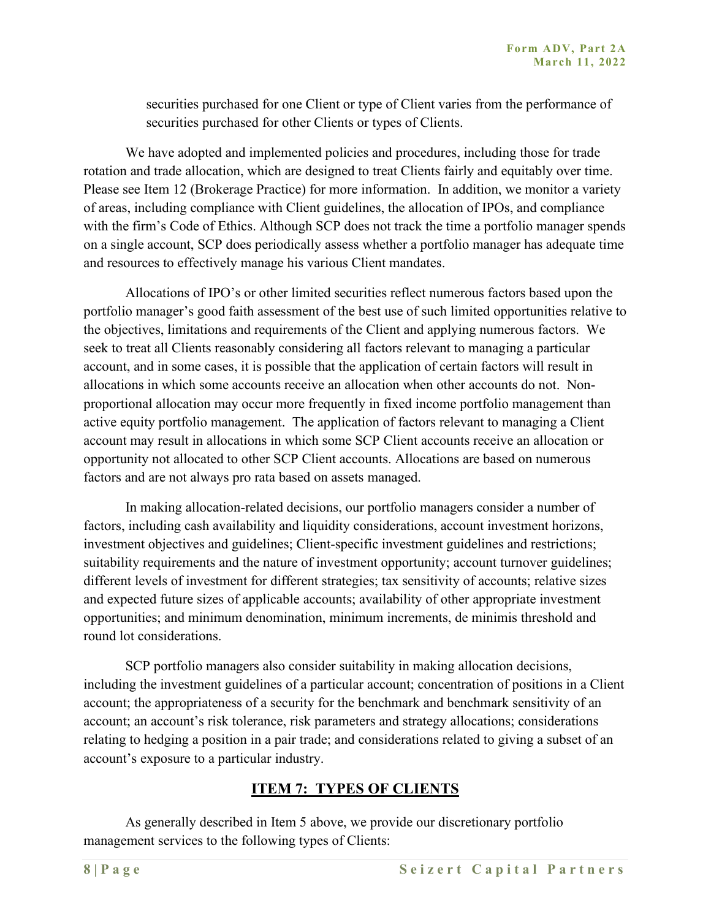securities purchased for one Client or type of Client varies from the performance of securities purchased for other Clients or types of Clients.

We have adopted and implemented policies and procedures, including those for trade rotation and trade allocation, which are designed to treat Clients fairly and equitably over time. Please see Item 12 (Brokerage Practice) for more information. In addition, we monitor a variety of areas, including compliance with Client guidelines, the allocation of IPOs, and compliance with the firm's Code of Ethics. Although SCP does not track the time a portfolio manager spends on a single account, SCP does periodically assess whether a portfolio manager has adequate time and resources to effectively manage his various Client mandates.

Allocations of IPO's or other limited securities reflect numerous factors based upon the portfolio manager's good faith assessment of the best use of such limited opportunities relative to the objectives, limitations and requirements of the Client and applying numerous factors. We seek to treat all Clients reasonably considering all factors relevant to managing a particular account, and in some cases, it is possible that the application of certain factors will result in allocations in which some accounts receive an allocation when other accounts do not. Non-proportional allocation may occur more frequently in fixed income portfolio management than active equity portfolio management. The application of factors relevant to managing a Client account may result in allocations in which some SCP Client accounts receive an allocation or opportunity not allocated to other SCP Client accounts. Allocations are based on numerous factors and are not always pro rata based on assets managed.

In making allocation-related decisions, our portfolio managers consider a number of factors, including cash availability and liquidity considerations, account investment horizons, investment objectives and guidelines; Client-specific investment guidelines and restrictions; suitability requirements and the nature of investment opportunity; account turnover guidelines; different levels of investment for different strategies; tax sensitivity of accounts; relative sizes and expected future sizes of applicable accounts; availability of other appropriate investment opportunities; and minimum denomination, minimum increments, de minimis threshold and round lot considerations.

SCP portfolio managers also consider suitability in making allocation decisions, including the investment guidelines of a particular account; concentration of positions in a Client account; the appropriateness of a security for the benchmark and benchmark sensitivity of an account; an account's risk tolerance, risk parameters and strategy allocations; considerations relating to hedging a position in a pair trade; and considerations related to giving a subset of an account's exposure to a particular industry.

## ITEM 7: TYPES OF CLIENTS

As generally described in Item 5 above, we provide our discretionary portfolio management services to the following types of Clients: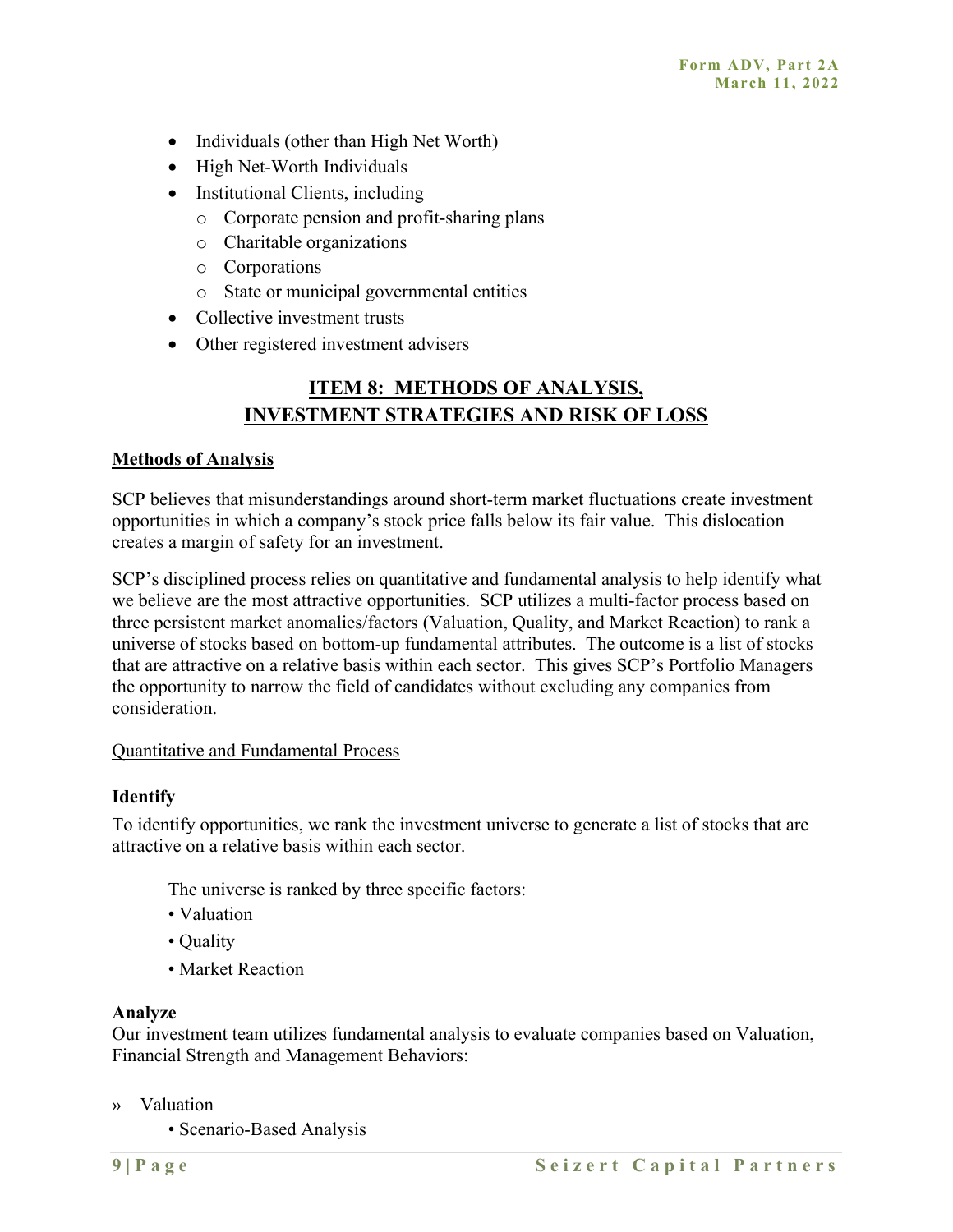- Individuals (other than High Net Worth)
- High Net-Worth Individuals
- Institutional Clients, including
  - Corporate pension and profit-sharing plans
  - Charitable organizations
  - Corporations
  - State or municipal governmental entities
- Collective investment trusts
- Other registered investment advisers

## ITEM 8: METHODS OF ANALYSIS, INVESTMENT STRATEGIES AND RISK OF LOSS

### Methods of Analysis

SCP believes that misunderstandings around short-term market fluctuations create investment opportunities in which a company's stock price falls below its fair value. This dislocation creates a margin of safety for an investment.

SCP's disciplined process relies on quantitative and fundamental analysis to help identify what we believe are the most attractive opportunities. SCP utilizes a multi-factor process based on three persistent market anomalies/factors (Valuation, Quality, and Market Reaction) to rank a universe of stocks based on bottom-up fundamental attributes. The outcome is a list of stocks that are attractive on a relative basis within each sector. This gives SCP's Portfolio Managers the opportunity to narrow the field of candidates without excluding any companies from consideration.

Quantitative and Fundamental Process

**Identify**

To identify opportunities, we rank the investment universe to generate a list of stocks that are attractive on a relative basis within each sector.

The universe is ranked by three specific factors:

- Valuation
- Quality
- Market Reaction

**Analyze**

Our investment team utilizes fundamental analysis to evaluate companies based on Valuation, Financial Strength and Management Behaviors:

» Valuation
  - Scenario-Based Analysis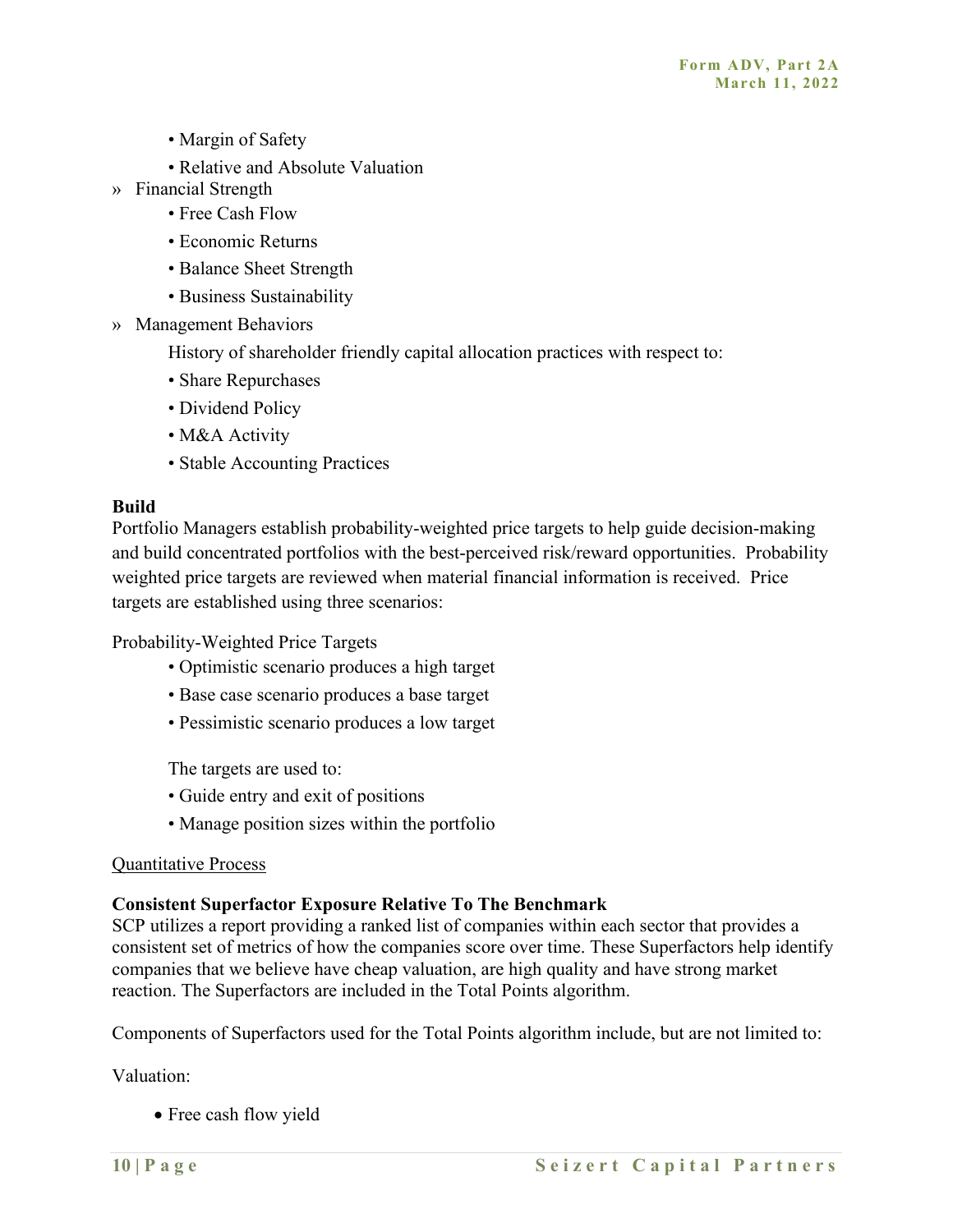- Margin of Safety
- Relative and Absolute Valuation

» Financial Strength

- Free Cash Flow
- Economic Returns
- Balance Sheet Strength
- Business Sustainability

» Management Behaviors

History of shareholder friendly capital allocation practices with respect to:

- Share Repurchases
- Dividend Policy
- M&A Activity
- Stable Accounting Practices

**Build**

Portfolio Managers establish probability-weighted price targets to help guide decision-making and build concentrated portfolios with the best-perceived risk/reward opportunities. Probability weighted price targets are reviewed when material financial information is received. Price targets are established using three scenarios:

Probability-Weighted Price Targets

- Optimistic scenario produces a high target
- Base case scenario produces a base target
- Pessimistic scenario produces a low target

The targets are used to:

- Guide entry and exit of positions
- Manage position sizes within the portfolio

<u>Quantitative Process</u>

**Consistent Superfactor Exposure Relative To The Benchmark**

SCP utilizes a report providing a ranked list of companies within each sector that provides a consistent set of metrics of how the companies score over time. These Superfactors help identify companies that we believe have cheap valuation, are high quality and have strong market reaction. The Superfactors are included in the Total Points algorithm.

Components of Superfactors used for the Total Points algorithm include, but are not limited to:

Valuation:

- Free cash flow yield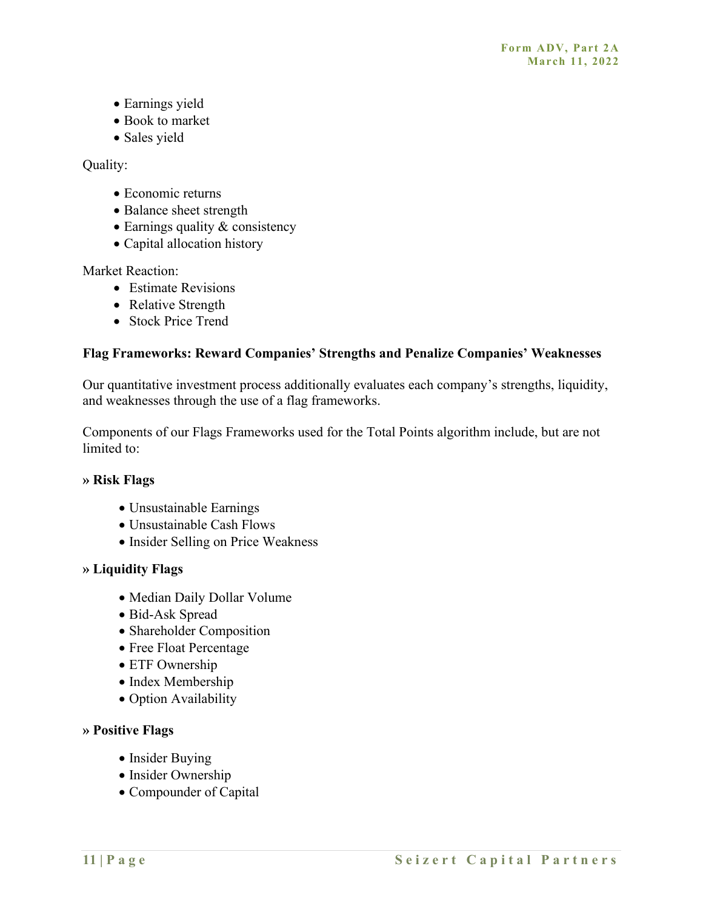- Earnings yield
- Book to market
- Sales yield

Quality:

- Economic returns
- Balance sheet strength
- Earnings quality & consistency
- Capital allocation history

Market Reaction:

- Estimate Revisions
- Relative Strength
- Stock Price Trend

**Flag Frameworks: Reward Companies' Strengths and Penalize Companies' Weaknesses**

Our quantitative investment process additionally evaluates each company's strengths, liquidity, and weaknesses through the use of a flag frameworks.

Components of our Flags Frameworks used for the Total Points algorithm include, but are not limited to:

» **Risk Flags**

- Unsustainable Earnings
- Unsustainable Cash Flows
- Insider Selling on Price Weakness

» **Liquidity Flags**

- Median Daily Dollar Volume
- Bid-Ask Spread
- Shareholder Composition
- Free Float Percentage
- ETF Ownership
- Index Membership
- Option Availability

» **Positive Flags**

- Insider Buying
- Insider Ownership
- Compounder of Capital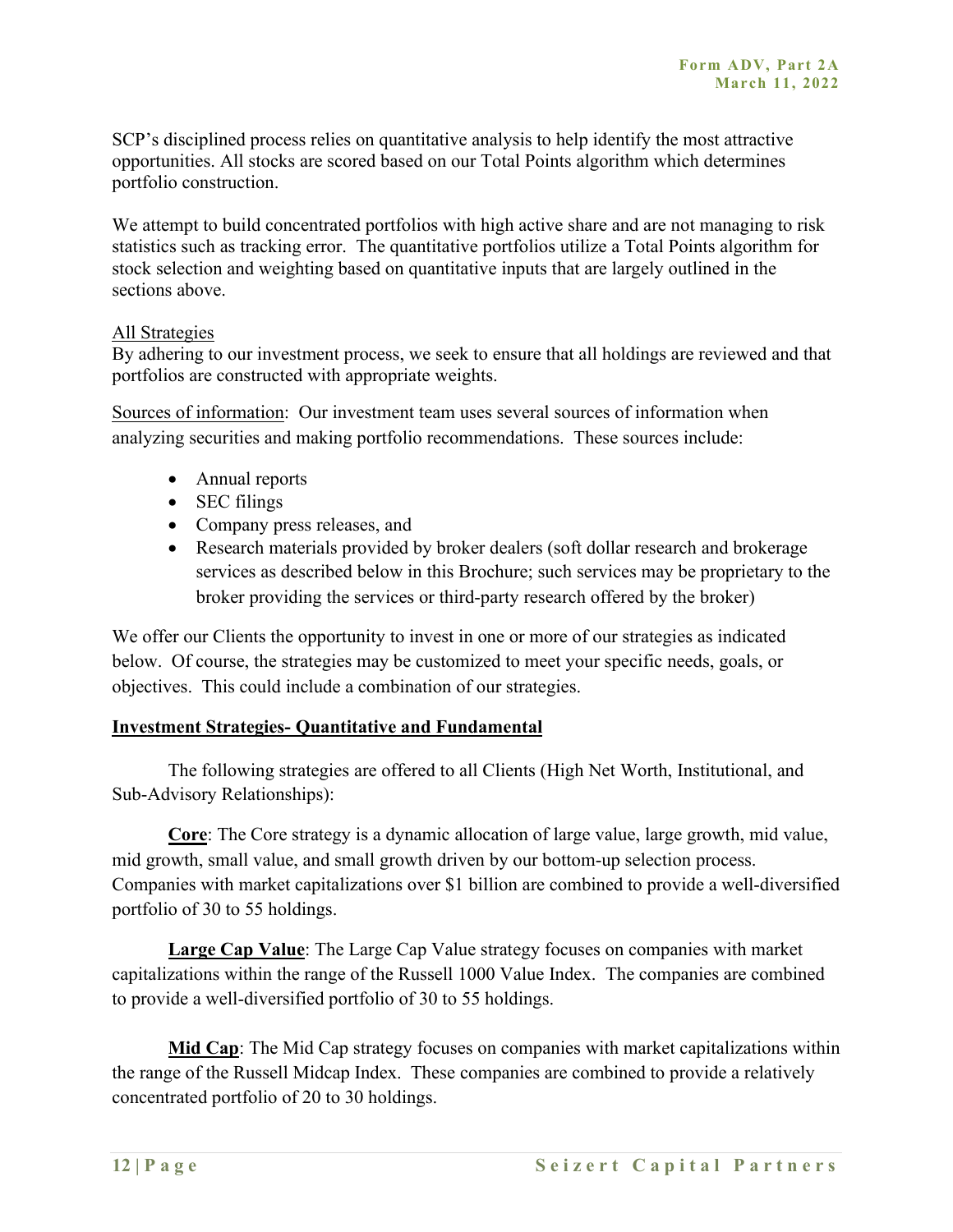SCP's disciplined process relies on quantitative analysis to help identify the most attractive opportunities. All stocks are scored based on our Total Points algorithm which determines portfolio construction.

We attempt to build concentrated portfolios with high active share and are not managing to risk statistics such as tracking error. The quantitative portfolios utilize a Total Points algorithm for stock selection and weighting based on quantitative inputs that are largely outlined in the sections above.

<u>All Strategies</u>
By adhering to our investment process, we seek to ensure that all holdings are reviewed and that portfolios are constructed with appropriate weights.

<u>Sources of information</u>: Our investment team uses several sources of information when analyzing securities and making portfolio recommendations. These sources include:

- Annual reports
- SEC filings
- Company press releases, and
- Research materials provided by broker dealers (soft dollar research and brokerage services as described below in this Brochure; such services may be proprietary to the broker providing the services or third-party research offered by the broker)

We offer our Clients the opportunity to invest in one or more of our strategies as indicated below. Of course, the strategies may be customized to meet your specific needs, goals, or objectives. This could include a combination of our strategies.

**<u>Investment Strategies- Quantitative and Fundamental</u>**

The following strategies are offered to all Clients (High Net Worth, Institutional, and Sub-Advisory Relationships):

**<u>Core</u>**: The Core strategy is a dynamic allocation of large value, large growth, mid value, mid growth, small value, and small growth driven by our bottom-up selection process. Companies with market capitalizations over $1 billion are combined to provide a well-diversified portfolio of 30 to 55 holdings.

**<u>Large Cap Value</u>**: The Large Cap Value strategy focuses on companies with market capitalizations within the range of the Russell 1000 Value Index. The companies are combined to provide a well-diversified portfolio of 30 to 55 holdings.

**<u>Mid Cap</u>**: The Mid Cap strategy focuses on companies with market capitalizations within the range of the Russell Midcap Index. These companies are combined to provide a relatively concentrated portfolio of 20 to 30 holdings.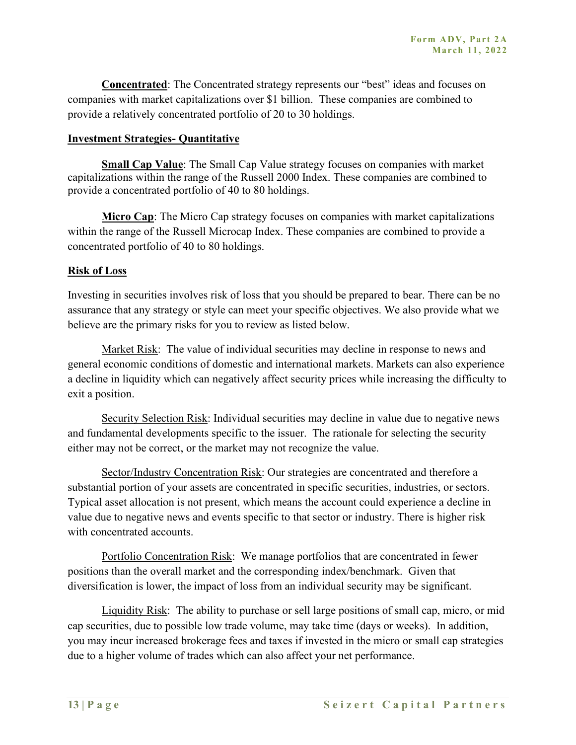**Concentrated**: The Concentrated strategy represents our "best" ideas and focuses on companies with market capitalizations over $1 billion. These companies are combined to provide a relatively concentrated portfolio of 20 to 30 holdings.

**Investment Strategies- Quantitative**

**Small Cap Value**: The Small Cap Value strategy focuses on companies with market capitalizations within the range of the Russell 2000 Index. These companies are combined to provide a concentrated portfolio of 40 to 80 holdings.

**Micro Cap**: The Micro Cap strategy focuses on companies with market capitalizations within the range of the Russell Microcap Index. These companies are combined to provide a concentrated portfolio of 40 to 80 holdings.

**Risk of Loss**

Investing in securities involves risk of loss that you should be prepared to bear. There can be no assurance that any strategy or style can meet your specific objectives. We also provide what we believe are the primary risks for you to review as listed below.

Market Risk: The value of individual securities may decline in response to news and general economic conditions of domestic and international markets. Markets can also experience a decline in liquidity which can negatively affect security prices while increasing the difficulty to exit a position.

Security Selection Risk: Individual securities may decline in value due to negative news and fundamental developments specific to the issuer. The rationale for selecting the security either may not be correct, or the market may not recognize the value.

Sector/Industry Concentration Risk: Our strategies are concentrated and therefore a substantial portion of your assets are concentrated in specific securities, industries, or sectors. Typical asset allocation is not present, which means the account could experience a decline in value due to negative news and events specific to that sector or industry. There is higher risk with concentrated accounts.

Portfolio Concentration Risk: We manage portfolios that are concentrated in fewer positions than the overall market and the corresponding index/benchmark. Given that diversification is lower, the impact of loss from an individual security may be significant.

Liquidity Risk: The ability to purchase or sell large positions of small cap, micro, or mid cap securities, due to possible low trade volume, may take time (days or weeks). In addition, you may incur increased brokerage fees and taxes if invested in the micro or small cap strategies due to a higher volume of trades which can also affect your net performance.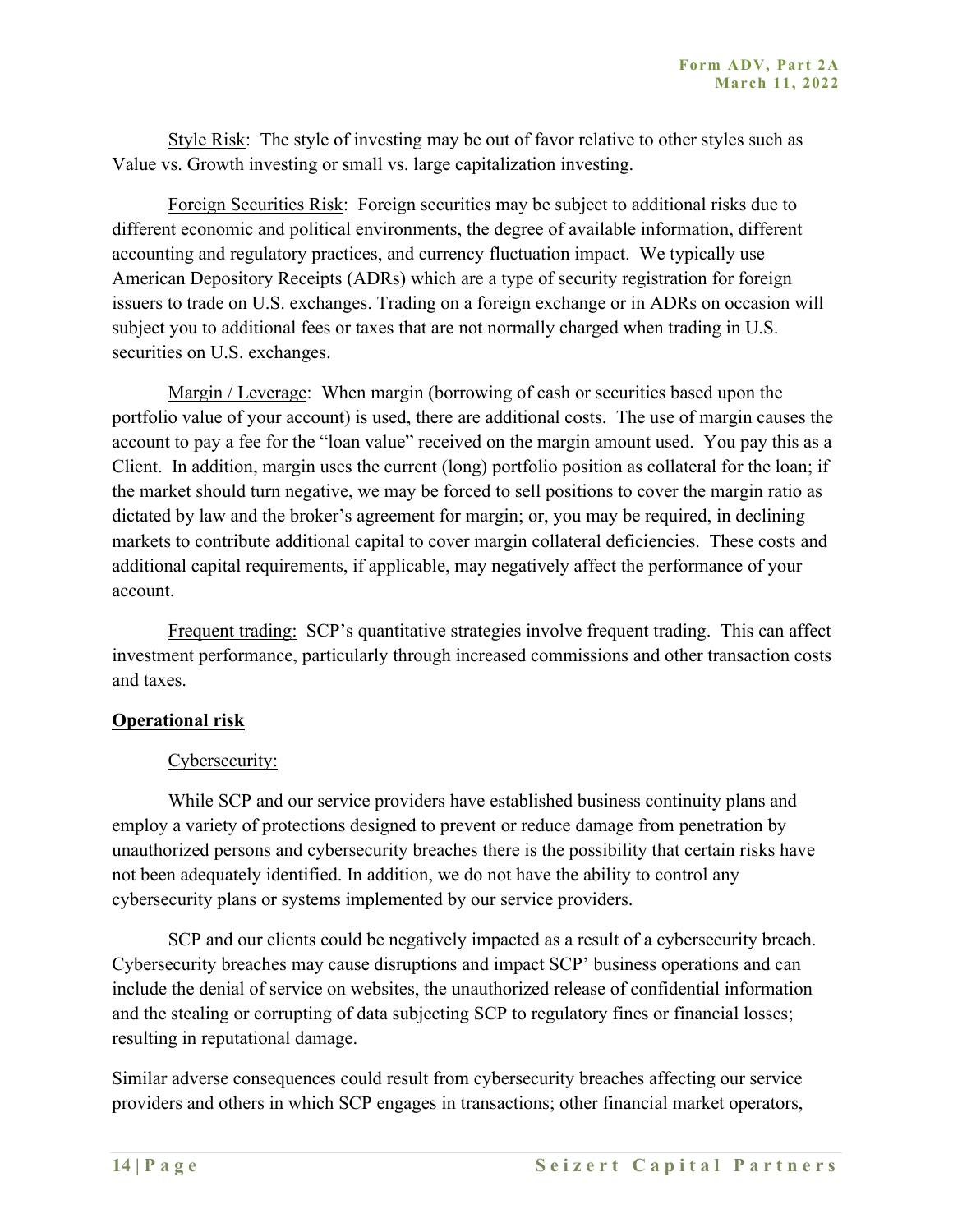Style Risk: The style of investing may be out of favor relative to other styles such as Value vs. Growth investing or small vs. large capitalization investing.

Foreign Securities Risk: Foreign securities may be subject to additional risks due to different economic and political environments, the degree of available information, different accounting and regulatory practices, and currency fluctuation impact. We typically use American Depository Receipts (ADRs) which are a type of security registration for foreign issuers to trade on U.S. exchanges. Trading on a foreign exchange or in ADRs on occasion will subject you to additional fees or taxes that are not normally charged when trading in U.S. securities on U.S. exchanges.

Margin / Leverage: When margin (borrowing of cash or securities based upon the portfolio value of your account) is used, there are additional costs. The use of margin causes the account to pay a fee for the "loan value" received on the margin amount used. You pay this as a Client. In addition, margin uses the current (long) portfolio position as collateral for the loan; if the market should turn negative, we may be forced to sell positions to cover the margin ratio as dictated by law and the broker's agreement for margin; or, you may be required, in declining markets to contribute additional capital to cover margin collateral deficiencies. These costs and additional capital requirements, if applicable, may negatively affect the performance of your account.

Frequent trading: SCP's quantitative strategies involve frequent trading. This can affect investment performance, particularly through increased commissions and other transaction costs and taxes.

**Operational risk**

Cybersecurity:

While SCP and our service providers have established business continuity plans and employ a variety of protections designed to prevent or reduce damage from penetration by unauthorized persons and cybersecurity breaches there is the possibility that certain risks have not been adequately identified. In addition, we do not have the ability to control any cybersecurity plans or systems implemented by our service providers.

SCP and our clients could be negatively impacted as a result of a cybersecurity breach. Cybersecurity breaches may cause disruptions and impact SCP' business operations and can include the denial of service on websites, the unauthorized release of confidential information and the stealing or corrupting of data subjecting SCP to regulatory fines or financial losses; resulting in reputational damage.

Similar adverse consequences could result from cybersecurity breaches affecting our service providers and others in which SCP engages in transactions; other financial market operators,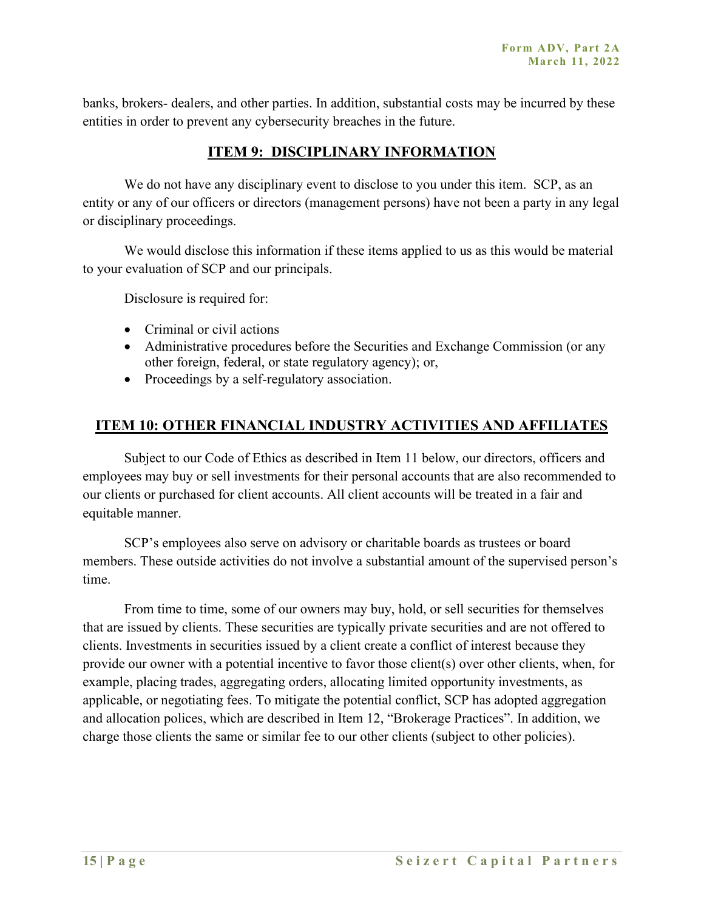banks, brokers- dealers, and other parties. In addition, substantial costs may be incurred by these entities in order to prevent any cybersecurity breaches in the future.

## ITEM 9: DISCIPLINARY INFORMATION

We do not have any disciplinary event to disclose to you under this item. SCP, as an entity or any of our officers or directors (management persons) have not been a party in any legal or disciplinary proceedings.

We would disclose this information if these items applied to us as this would be material to your evaluation of SCP and our principals.

Disclosure is required for:

- Criminal or civil actions
- Administrative procedures before the Securities and Exchange Commission (or any other foreign, federal, or state regulatory agency); or,
- Proceedings by a self-regulatory association.

## ITEM 10: OTHER FINANCIAL INDUSTRY ACTIVITIES AND AFFILIATES

Subject to our Code of Ethics as described in Item 11 below, our directors, officers and employees may buy or sell investments for their personal accounts that are also recommended to our clients or purchased for client accounts. All client accounts will be treated in a fair and equitable manner.

SCP's employees also serve on advisory or charitable boards as trustees or board members. These outside activities do not involve a substantial amount of the supervised person's time.

From time to time, some of our owners may buy, hold, or sell securities for themselves that are issued by clients. These securities are typically private securities and are not offered to clients. Investments in securities issued by a client create a conflict of interest because they provide our owner with a potential incentive to favor those client(s) over other clients, when, for example, placing trades, aggregating orders, allocating limited opportunity investments, as applicable, or negotiating fees. To mitigate the potential conflict, SCP has adopted aggregation and allocation polices, which are described in Item 12, "Brokerage Practices". In addition, we charge those clients the same or similar fee to our other clients (subject to other policies).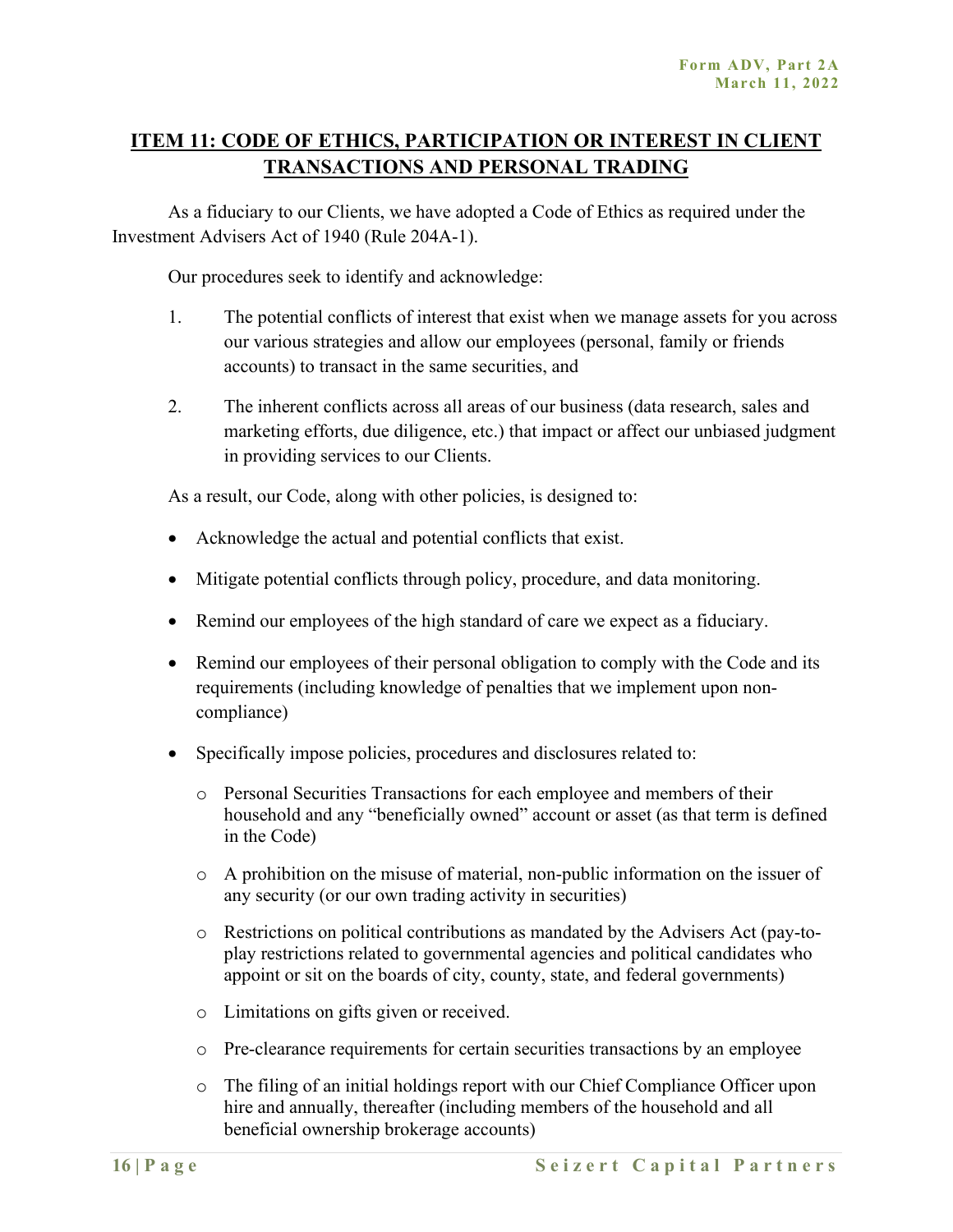## ITEM 11: CODE OF ETHICS, PARTICIPATION OR INTEREST IN CLIENT TRANSACTIONS AND PERSONAL TRADING

As a fiduciary to our Clients, we have adopted a Code of Ethics as required under the Investment Advisers Act of 1940 (Rule 204A-1).

Our procedures seek to identify and acknowledge:

1. The potential conflicts of interest that exist when we manage assets for you across our various strategies and allow our employees (personal, family or friends accounts) to transact in the same securities, and

2. The inherent conflicts across all areas of our business (data research, sales and marketing efforts, due diligence, etc.) that impact or affect our unbiased judgment in providing services to our Clients.

As a result, our Code, along with other policies, is designed to:

- Acknowledge the actual and potential conflicts that exist.
- Mitigate potential conflicts through policy, procedure, and data monitoring.
- Remind our employees of the high standard of care we expect as a fiduciary.
- Remind our employees of their personal obligation to comply with the Code and its requirements (including knowledge of penalties that we implement upon non-compliance)
- Specifically impose policies, procedures and disclosures related to:
  - Personal Securities Transactions for each employee and members of their household and any "beneficially owned" account or asset (as that term is defined in the Code)
  - A prohibition on the misuse of material, non-public information on the issuer of any security (or our own trading activity in securities)
  - Restrictions on political contributions as mandated by the Advisers Act (pay-to-play restrictions related to governmental agencies and political candidates who appoint or sit on the boards of city, county, state, and federal governments)
  - Limitations on gifts given or received.
  - Pre-clearance requirements for certain securities transactions by an employee
  - The filing of an initial holdings report with our Chief Compliance Officer upon hire and annually, thereafter (including members of the household and all beneficial ownership brokerage accounts)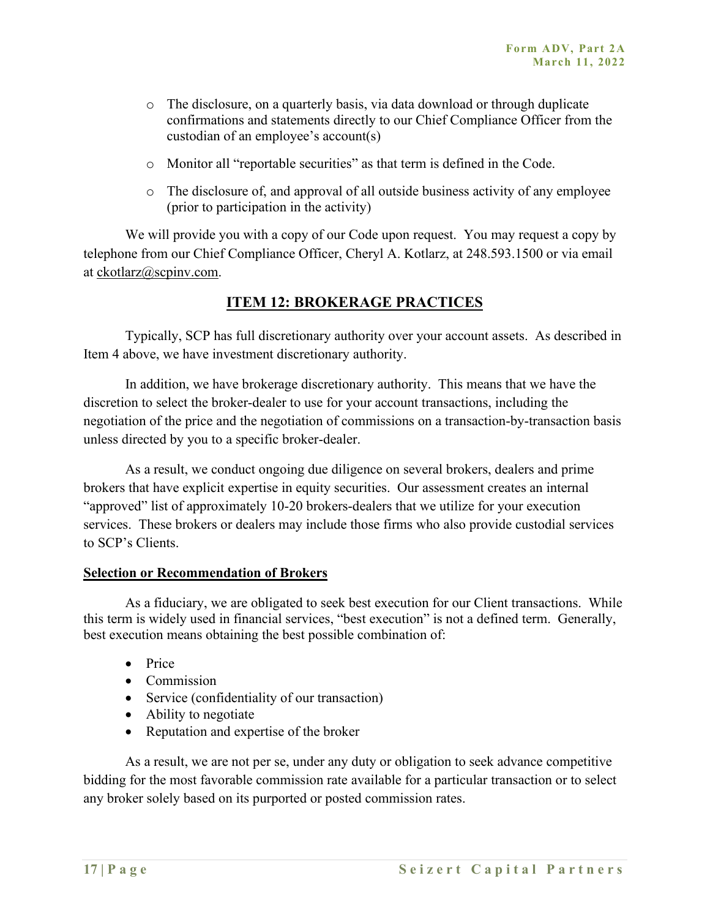- The disclosure, on a quarterly basis, via data download or through duplicate confirmations and statements directly to our Chief Compliance Officer from the custodian of an employee's account(s)
- Monitor all "reportable securities" as that term is defined in the Code.
- The disclosure of, and approval of all outside business activity of any employee (prior to participation in the activity)

We will provide you with a copy of our Code upon request. You may request a copy by telephone from our Chief Compliance Officer, Cheryl A. Kotlarz, at 248.593.1500 or via email at ckotlarz@scpinv.com.

## ITEM 12: BROKERAGE PRACTICES

Typically, SCP has full discretionary authority over your account assets. As described in Item 4 above, we have investment discretionary authority.

In addition, we have brokerage discretionary authority. This means that we have the discretion to select the broker-dealer to use for your account transactions, including the negotiation of the price and the negotiation of commissions on a transaction-by-transaction basis unless directed by you to a specific broker-dealer.

As a result, we conduct ongoing due diligence on several brokers, dealers and prime brokers that have explicit expertise in equity securities. Our assessment creates an internal "approved" list of approximately 10-20 brokers-dealers that we utilize for your execution services. These brokers or dealers may include those firms who also provide custodial services to SCP's Clients.

### Selection or Recommendation of Brokers

As a fiduciary, we are obligated to seek best execution for our Client transactions. While this term is widely used in financial services, "best execution" is not a defined term. Generally, best execution means obtaining the best possible combination of:

- Price
- Commission
- Service (confidentiality of our transaction)
- Ability to negotiate
- Reputation and expertise of the broker

As a result, we are not per se, under any duty or obligation to seek advance competitive bidding for the most favorable commission rate available for a particular transaction or to select any broker solely based on its purported or posted commission rates.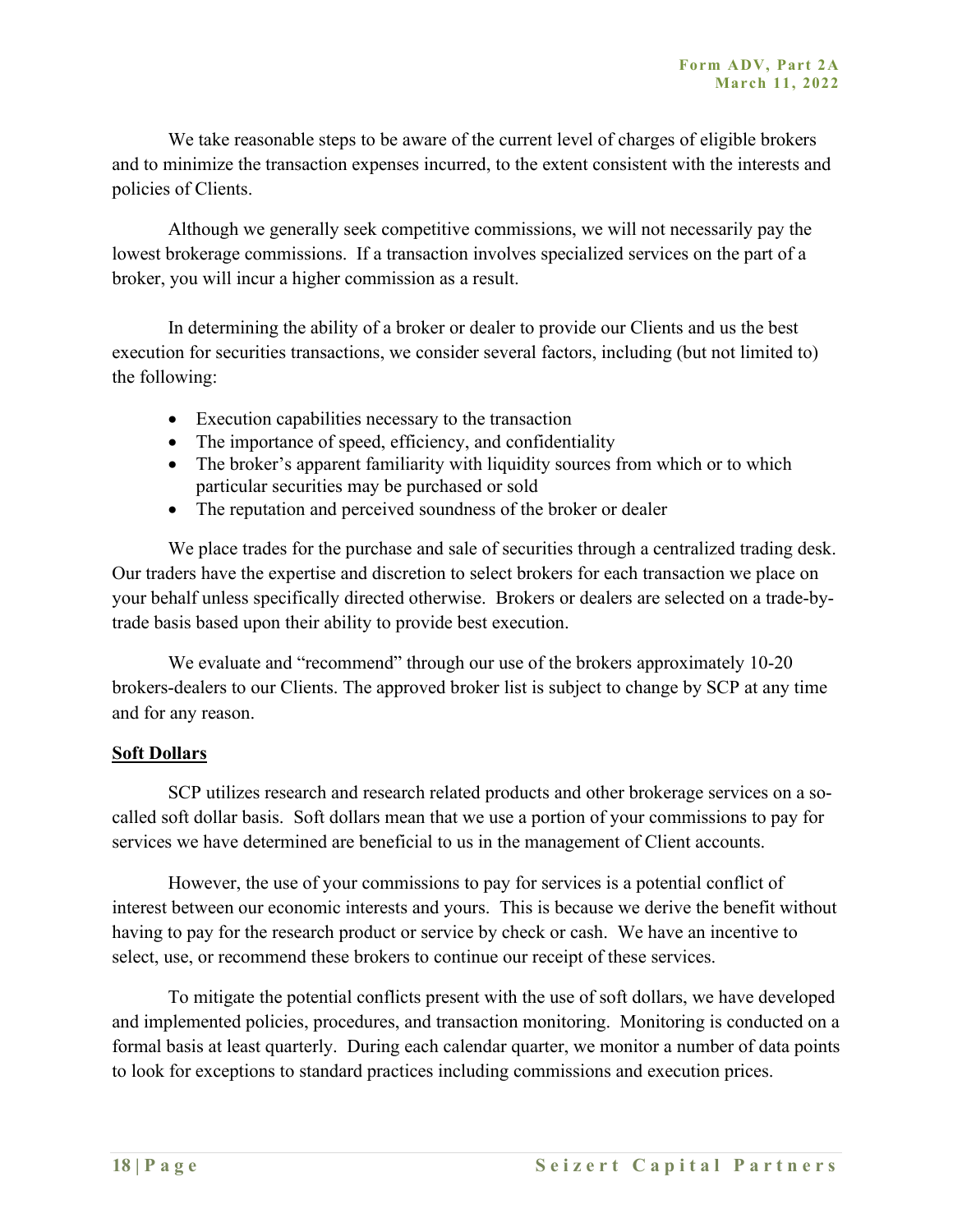We take reasonable steps to be aware of the current level of charges of eligible brokers and to minimize the transaction expenses incurred, to the extent consistent with the interests and policies of Clients.

Although we generally seek competitive commissions, we will not necessarily pay the lowest brokerage commissions. If a transaction involves specialized services on the part of a broker, you will incur a higher commission as a result.

In determining the ability of a broker or dealer to provide our Clients and us the best execution for securities transactions, we consider several factors, including (but not limited to) the following:

- Execution capabilities necessary to the transaction
- The importance of speed, efficiency, and confidentiality
- The broker's apparent familiarity with liquidity sources from which or to which particular securities may be purchased or sold
- The reputation and perceived soundness of the broker or dealer

We place trades for the purchase and sale of securities through a centralized trading desk. Our traders have the expertise and discretion to select brokers for each transaction we place on your behalf unless specifically directed otherwise. Brokers or dealers are selected on a trade-by-trade basis based upon their ability to provide best execution.

We evaluate and "recommend" through our use of the brokers approximately 10-20 brokers-dealers to our Clients. The approved broker list is subject to change by SCP at any time and for any reason.

**Soft Dollars**

SCP utilizes research and research related products and other brokerage services on a so-called soft dollar basis. Soft dollars mean that we use a portion of your commissions to pay for services we have determined are beneficial to us in the management of Client accounts.

However, the use of your commissions to pay for services is a potential conflict of interest between our economic interests and yours. This is because we derive the benefit without having to pay for the research product or service by check or cash. We have an incentive to select, use, or recommend these brokers to continue our receipt of these services.

To mitigate the potential conflicts present with the use of soft dollars, we have developed and implemented policies, procedures, and transaction monitoring. Monitoring is conducted on a formal basis at least quarterly. During each calendar quarter, we monitor a number of data points to look for exceptions to standard practices including commissions and execution prices.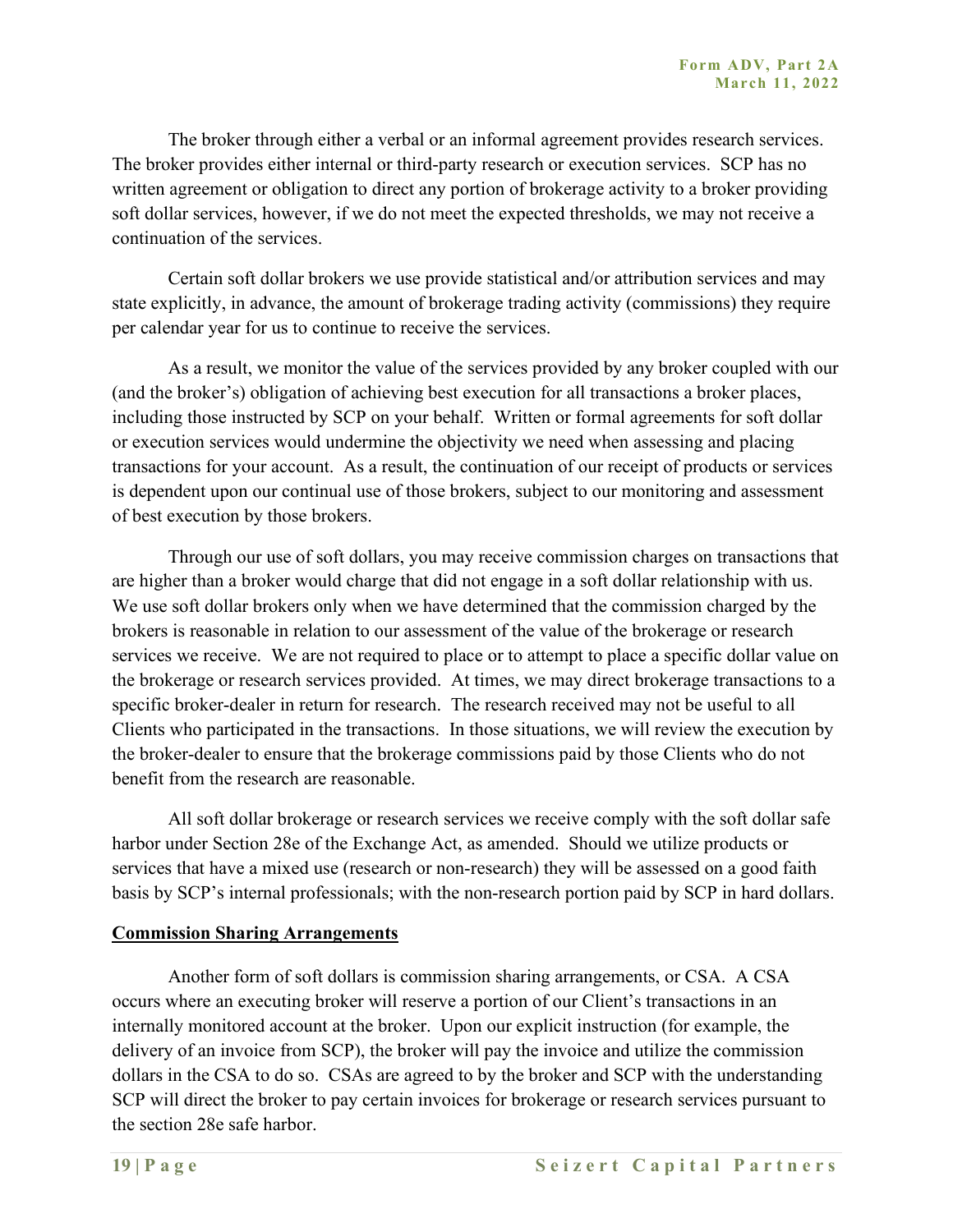The broker through either a verbal or an informal agreement provides research services. The broker provides either internal or third-party research or execution services. SCP has no written agreement or obligation to direct any portion of brokerage activity to a broker providing soft dollar services, however, if we do not meet the expected thresholds, we may not receive a continuation of the services.

Certain soft dollar brokers we use provide statistical and/or attribution services and may state explicitly, in advance, the amount of brokerage trading activity (commissions) they require per calendar year for us to continue to receive the services.

As a result, we monitor the value of the services provided by any broker coupled with our (and the broker's) obligation of achieving best execution for all transactions a broker places, including those instructed by SCP on your behalf. Written or formal agreements for soft dollar or execution services would undermine the objectivity we need when assessing and placing transactions for your account. As a result, the continuation of our receipt of products or services is dependent upon our continual use of those brokers, subject to our monitoring and assessment of best execution by those brokers.

Through our use of soft dollars, you may receive commission charges on transactions that are higher than a broker would charge that did not engage in a soft dollar relationship with us. We use soft dollar brokers only when we have determined that the commission charged by the brokers is reasonable in relation to our assessment of the value of the brokerage or research services we receive. We are not required to place or to attempt to place a specific dollar value on the brokerage or research services provided. At times, we may direct brokerage transactions to a specific broker-dealer in return for research. The research received may not be useful to all Clients who participated in the transactions. In those situations, we will review the execution by the broker-dealer to ensure that the brokerage commissions paid by those Clients who do not benefit from the research are reasonable.

All soft dollar brokerage or research services we receive comply with the soft dollar safe harbor under Section 28e of the Exchange Act, as amended. Should we utilize products or services that have a mixed use (research or non-research) they will be assessed on a good faith basis by SCP's internal professionals; with the non-research portion paid by SCP in hard dollars.

**Commission Sharing Arrangements**

Another form of soft dollars is commission sharing arrangements, or CSA. A CSA occurs where an executing broker will reserve a portion of our Client's transactions in an internally monitored account at the broker. Upon our explicit instruction (for example, the delivery of an invoice from SCP), the broker will pay the invoice and utilize the commission dollars in the CSA to do so. CSAs are agreed to by the broker and SCP with the understanding SCP will direct the broker to pay certain invoices for brokerage or research services pursuant to the section 28e safe harbor.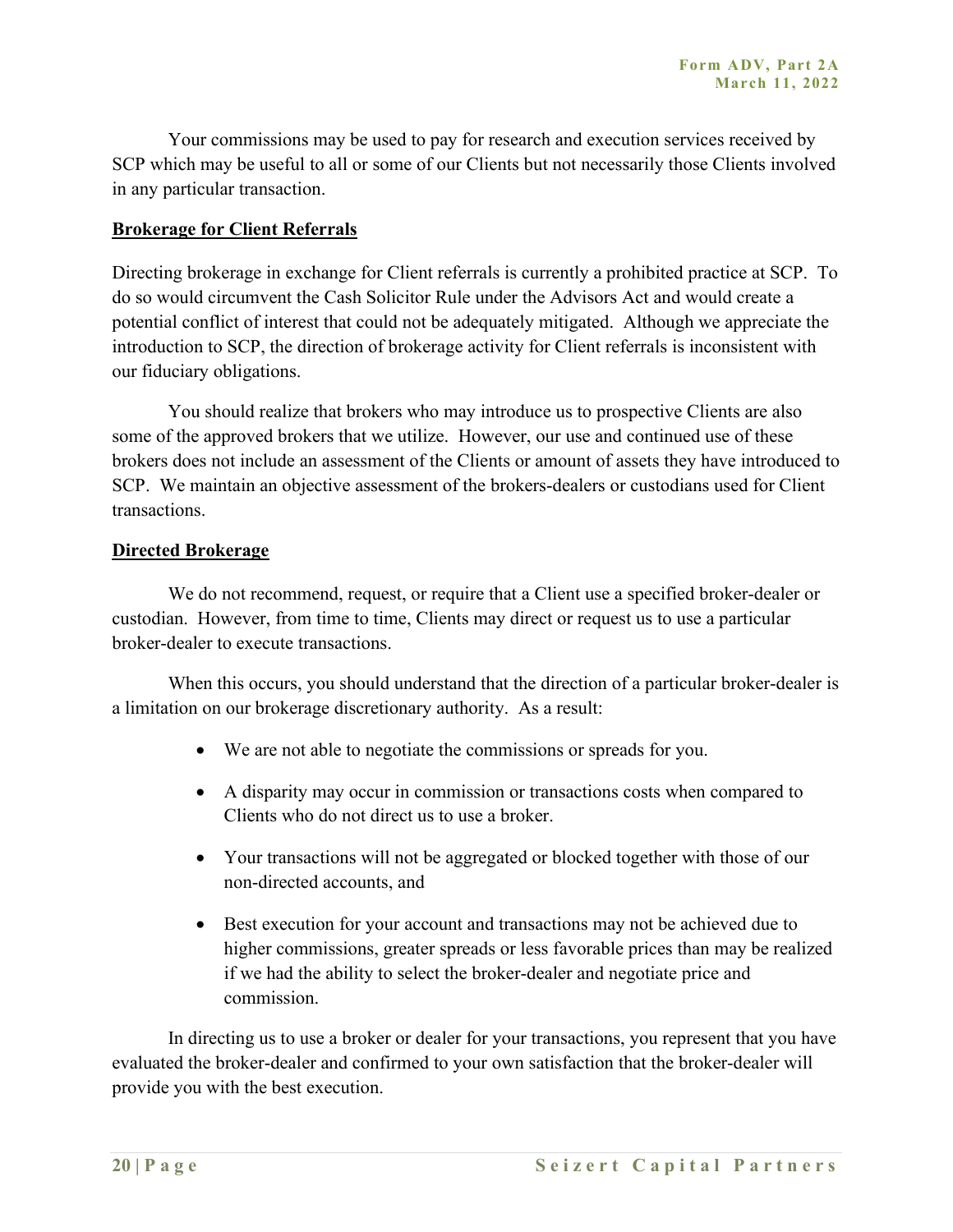Your commissions may be used to pay for research and execution services received by SCP which may be useful to all or some of our Clients but not necessarily those Clients involved in any particular transaction.

**Brokerage for Client Referrals**

Directing brokerage in exchange for Client referrals is currently a prohibited practice at SCP. To do so would circumvent the Cash Solicitor Rule under the Advisors Act and would create a potential conflict of interest that could not be adequately mitigated. Although we appreciate the introduction to SCP, the direction of brokerage activity for Client referrals is inconsistent with our fiduciary obligations.

You should realize that brokers who may introduce us to prospective Clients are also some of the approved brokers that we utilize. However, our use and continued use of these brokers does not include an assessment of the Clients or amount of assets they have introduced to SCP. We maintain an objective assessment of the brokers-dealers or custodians used for Client transactions.

**Directed Brokerage**

We do not recommend, request, or require that a Client use a specified broker-dealer or custodian. However, from time to time, Clients may direct or request us to use a particular broker-dealer to execute transactions.

When this occurs, you should understand that the direction of a particular broker-dealer is a limitation on our brokerage discretionary authority. As a result:

- We are not able to negotiate the commissions or spreads for you.
- A disparity may occur in commission or transactions costs when compared to Clients who do not direct us to use a broker.
- Your transactions will not be aggregated or blocked together with those of our non-directed accounts, and
- Best execution for your account and transactions may not be achieved due to higher commissions, greater spreads or less favorable prices than may be realized if we had the ability to select the broker-dealer and negotiate price and commission.

In directing us to use a broker or dealer for your transactions, you represent that you have evaluated the broker-dealer and confirmed to your own satisfaction that the broker-dealer will provide you with the best execution.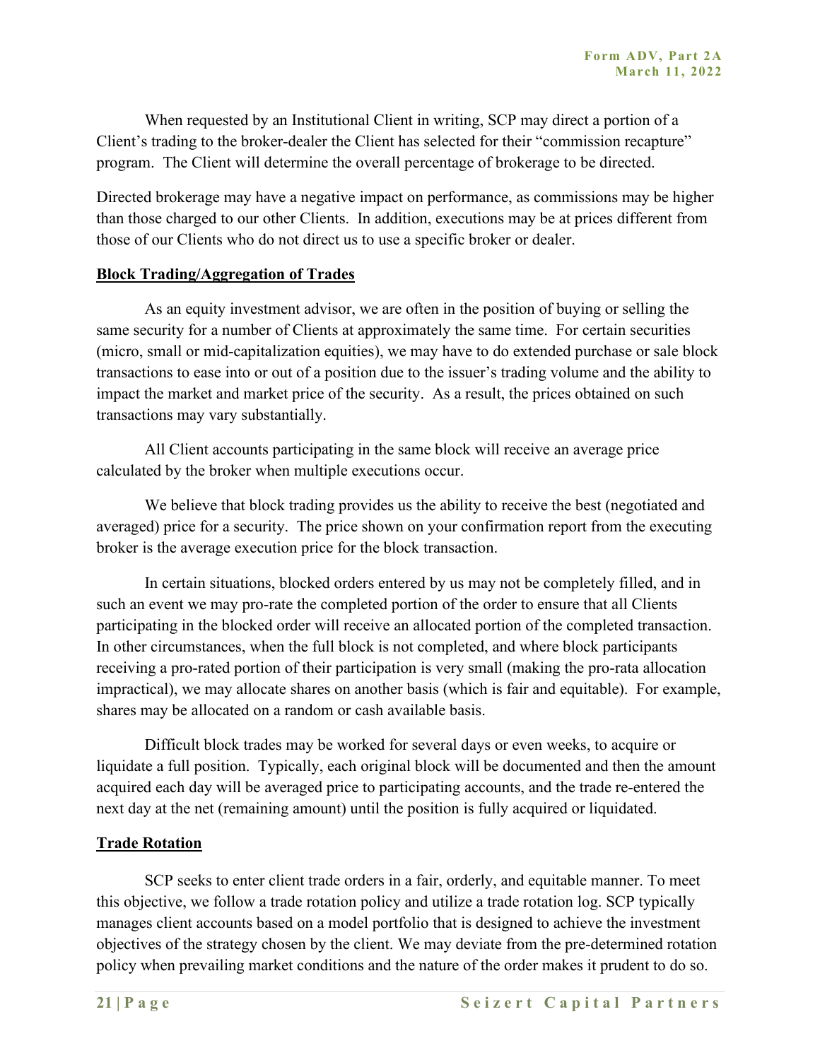When requested by an Institutional Client in writing, SCP may direct a portion of a Client's trading to the broker-dealer the Client has selected for their "commission recapture" program. The Client will determine the overall percentage of brokerage to be directed.

Directed brokerage may have a negative impact on performance, as commissions may be higher than those charged to our other Clients. In addition, executions may be at prices different from those of our Clients who do not direct us to use a specific broker or dealer.

**Block Trading/Aggregation of Trades**

As an equity investment advisor, we are often in the position of buying or selling the same security for a number of Clients at approximately the same time. For certain securities (micro, small or mid-capitalization equities), we may have to do extended purchase or sale block transactions to ease into or out of a position due to the issuer's trading volume and the ability to impact the market and market price of the security. As a result, the prices obtained on such transactions may vary substantially.

All Client accounts participating in the same block will receive an average price calculated by the broker when multiple executions occur.

We believe that block trading provides us the ability to receive the best (negotiated and averaged) price for a security. The price shown on your confirmation report from the executing broker is the average execution price for the block transaction.

In certain situations, blocked orders entered by us may not be completely filled, and in such an event we may pro-rate the completed portion of the order to ensure that all Clients participating in the blocked order will receive an allocated portion of the completed transaction. In other circumstances, when the full block is not completed, and where block participants receiving a pro-rated portion of their participation is very small (making the pro-rata allocation impractical), we may allocate shares on another basis (which is fair and equitable). For example, shares may be allocated on a random or cash available basis.

Difficult block trades may be worked for several days or even weeks, to acquire or liquidate a full position. Typically, each original block will be documented and then the amount acquired each day will be averaged price to participating accounts, and the trade re-entered the next day at the net (remaining amount) until the position is fully acquired or liquidated.

**Trade Rotation**

SCP seeks to enter client trade orders in a fair, orderly, and equitable manner. To meet this objective, we follow a trade rotation policy and utilize a trade rotation log. SCP typically manages client accounts based on a model portfolio that is designed to achieve the investment objectives of the strategy chosen by the client. We may deviate from the pre-determined rotation policy when prevailing market conditions and the nature of the order makes it prudent to do so.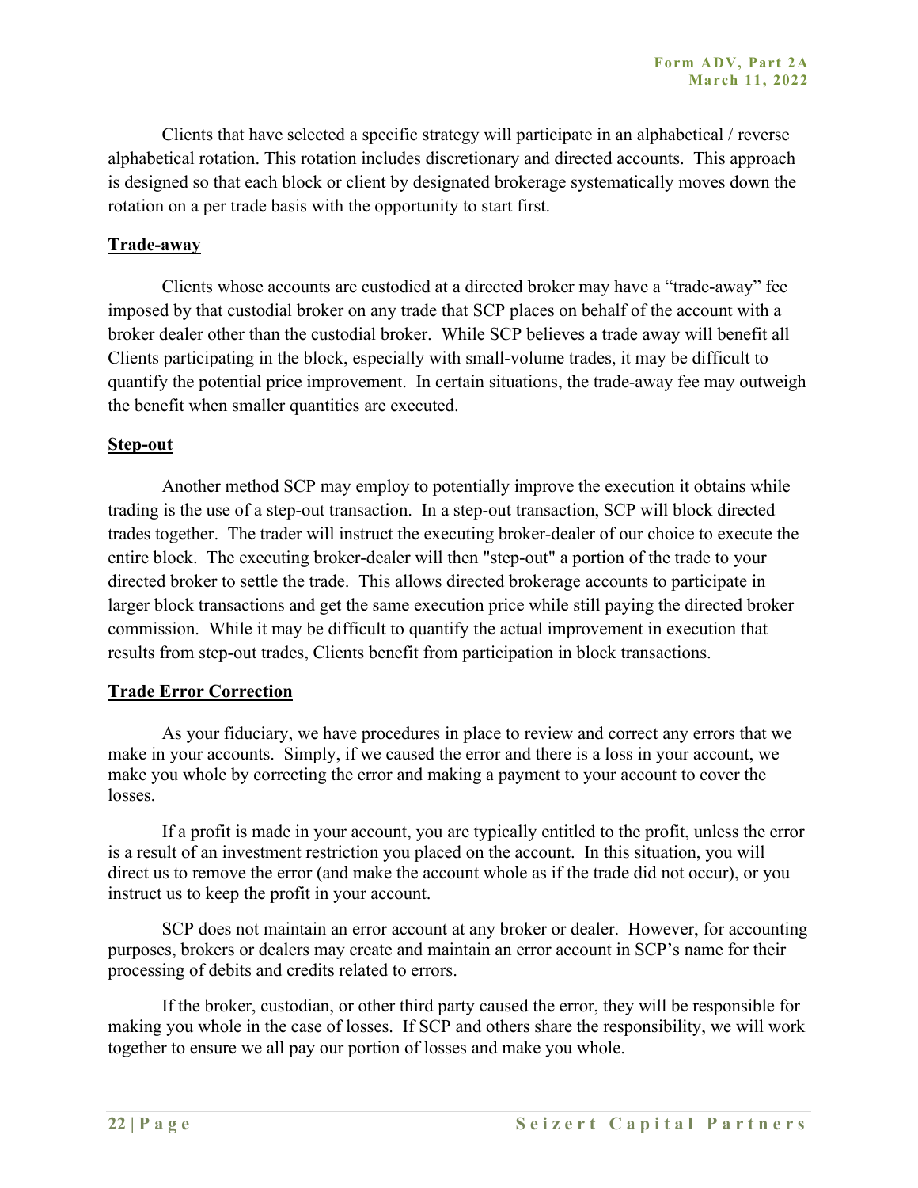Clients that have selected a specific strategy will participate in an alphabetical / reverse alphabetical rotation. This rotation includes discretionary and directed accounts. This approach is designed so that each block or client by designated brokerage systematically moves down the rotation on a per trade basis with the opportunity to start first.

**Trade-away**

Clients whose accounts are custodied at a directed broker may have a "trade-away" fee imposed by that custodial broker on any trade that SCP places on behalf of the account with a broker dealer other than the custodial broker. While SCP believes a trade away will benefit all Clients participating in the block, especially with small-volume trades, it may be difficult to quantify the potential price improvement. In certain situations, the trade-away fee may outweigh the benefit when smaller quantities are executed.

**Step-out**

Another method SCP may employ to potentially improve the execution it obtains while trading is the use of a step-out transaction. In a step-out transaction, SCP will block directed trades together. The trader will instruct the executing broker-dealer of our choice to execute the entire block. The executing broker-dealer will then "step-out" a portion of the trade to your directed broker to settle the trade. This allows directed brokerage accounts to participate in larger block transactions and get the same execution price while still paying the directed broker commission. While it may be difficult to quantify the actual improvement in execution that results from step-out trades, Clients benefit from participation in block transactions.

**Trade Error Correction**

As your fiduciary, we have procedures in place to review and correct any errors that we make in your accounts. Simply, if we caused the error and there is a loss in your account, we make you whole by correcting the error and making a payment to your account to cover the losses.

If a profit is made in your account, you are typically entitled to the profit, unless the error is a result of an investment restriction you placed on the account. In this situation, you will direct us to remove the error (and make the account whole as if the trade did not occur), or you instruct us to keep the profit in your account.

SCP does not maintain an error account at any broker or dealer. However, for accounting purposes, brokers or dealers may create and maintain an error account in SCP's name for their processing of debits and credits related to errors.

If the broker, custodian, or other third party caused the error, they will be responsible for making you whole in the case of losses. If SCP and others share the responsibility, we will work together to ensure we all pay our portion of losses and make you whole.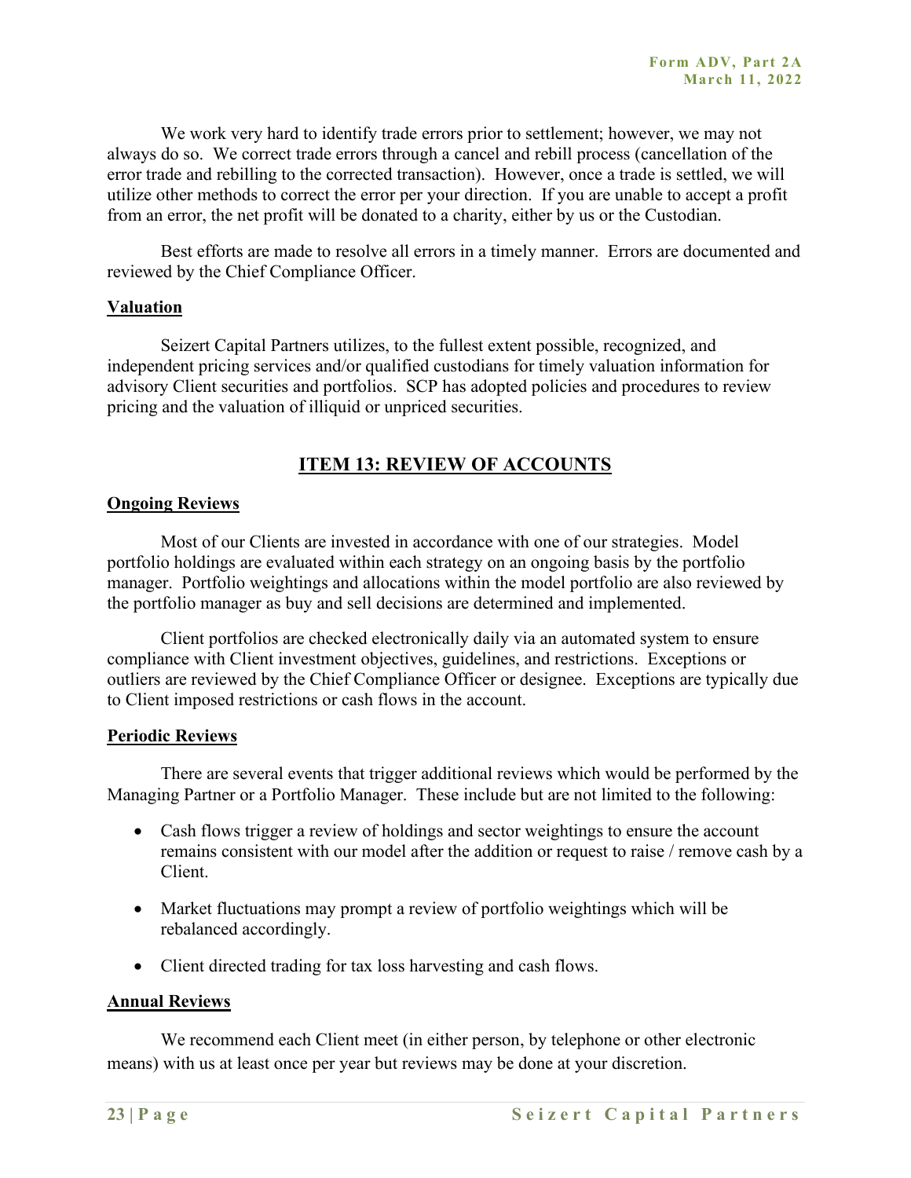We work very hard to identify trade errors prior to settlement; however, we may not always do so. We correct trade errors through a cancel and rebill process (cancellation of the error trade and rebilling to the corrected transaction). However, once a trade is settled, we will utilize other methods to correct the error per your direction. If you are unable to accept a profit from an error, the net profit will be donated to a charity, either by us or the Custodian.

Best efforts are made to resolve all errors in a timely manner. Errors are documented and reviewed by the Chief Compliance Officer.

**Valuation**

Seizert Capital Partners utilizes, to the fullest extent possible, recognized, and independent pricing services and/or qualified custodians for timely valuation information for advisory Client securities and portfolios. SCP has adopted policies and procedures to review pricing and the valuation of illiquid or unpriced securities.

## ITEM 13: REVIEW OF ACCOUNTS

**Ongoing Reviews**

Most of our Clients are invested in accordance with one of our strategies. Model portfolio holdings are evaluated within each strategy on an ongoing basis by the portfolio manager. Portfolio weightings and allocations within the model portfolio are also reviewed by the portfolio manager as buy and sell decisions are determined and implemented.

Client portfolios are checked electronically daily via an automated system to ensure compliance with Client investment objectives, guidelines, and restrictions. Exceptions or outliers are reviewed by the Chief Compliance Officer or designee. Exceptions are typically due to Client imposed restrictions or cash flows in the account.

**Periodic Reviews**

There are several events that trigger additional reviews which would be performed by the Managing Partner or a Portfolio Manager. These include but are not limited to the following:

- Cash flows trigger a review of holdings and sector weightings to ensure the account remains consistent with our model after the addition or request to raise / remove cash by a Client.
- Market fluctuations may prompt a review of portfolio weightings which will be rebalanced accordingly.
- Client directed trading for tax loss harvesting and cash flows.

**Annual Reviews**

We recommend each Client meet (in either person, by telephone or other electronic means) with us at least once per year but reviews may be done at your discretion.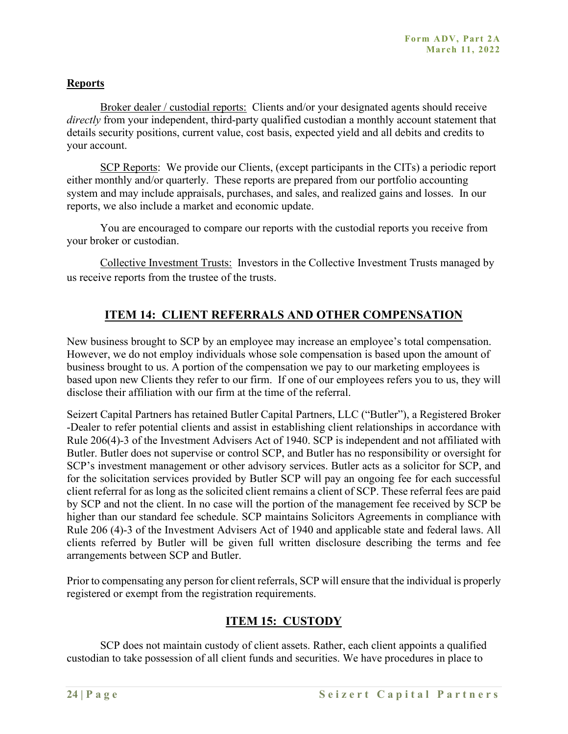**Reports**

Broker dealer / custodial reports: Clients and/or your designated agents should receive *directly* from your independent, third-party qualified custodian a monthly account statement that details security positions, current value, cost basis, expected yield and all debits and credits to your account.

SCP Reports: We provide our Clients, (except participants in the CITs) a periodic report either monthly and/or quarterly. These reports are prepared from our portfolio accounting system and may include appraisals, purchases, and sales, and realized gains and losses. In our reports, we also include a market and economic update.

You are encouraged to compare our reports with the custodial reports you receive from your broker or custodian.

Collective Investment Trusts: Investors in the Collective Investment Trusts managed by us receive reports from the trustee of the trusts.

## ITEM 14: CLIENT REFERRALS AND OTHER COMPENSATION

New business brought to SCP by an employee may increase an employee's total compensation. However, we do not employ individuals whose sole compensation is based upon the amount of business brought to us. A portion of the compensation we pay to our marketing employees is based upon new Clients they refer to our firm. If one of our employees refers you to us, they will disclose their affiliation with our firm at the time of the referral.

Seizert Capital Partners has retained Butler Capital Partners, LLC ("Butler"), a Registered Broker -Dealer to refer potential clients and assist in establishing client relationships in accordance with Rule 206(4)-3 of the Investment Advisers Act of 1940. SCP is independent and not affiliated with Butler. Butler does not supervise or control SCP, and Butler has no responsibility or oversight for SCP's investment management or other advisory services. Butler acts as a solicitor for SCP, and for the solicitation services provided by Butler SCP will pay an ongoing fee for each successful client referral for as long as the solicited client remains a client of SCP. These referral fees are paid by SCP and not the client. In no case will the portion of the management fee received by SCP be higher than our standard fee schedule. SCP maintains Solicitors Agreements in compliance with Rule 206 (4)-3 of the Investment Advisers Act of 1940 and applicable state and federal laws. All clients referred by Butler will be given full written disclosure describing the terms and fee arrangements between SCP and Butler.

Prior to compensating any person for client referrals, SCP will ensure that the individual is properly registered or exempt from the registration requirements.

## ITEM 15: CUSTODY

SCP does not maintain custody of client assets. Rather, each client appoints a qualified custodian to take possession of all client funds and securities. We have procedures in place to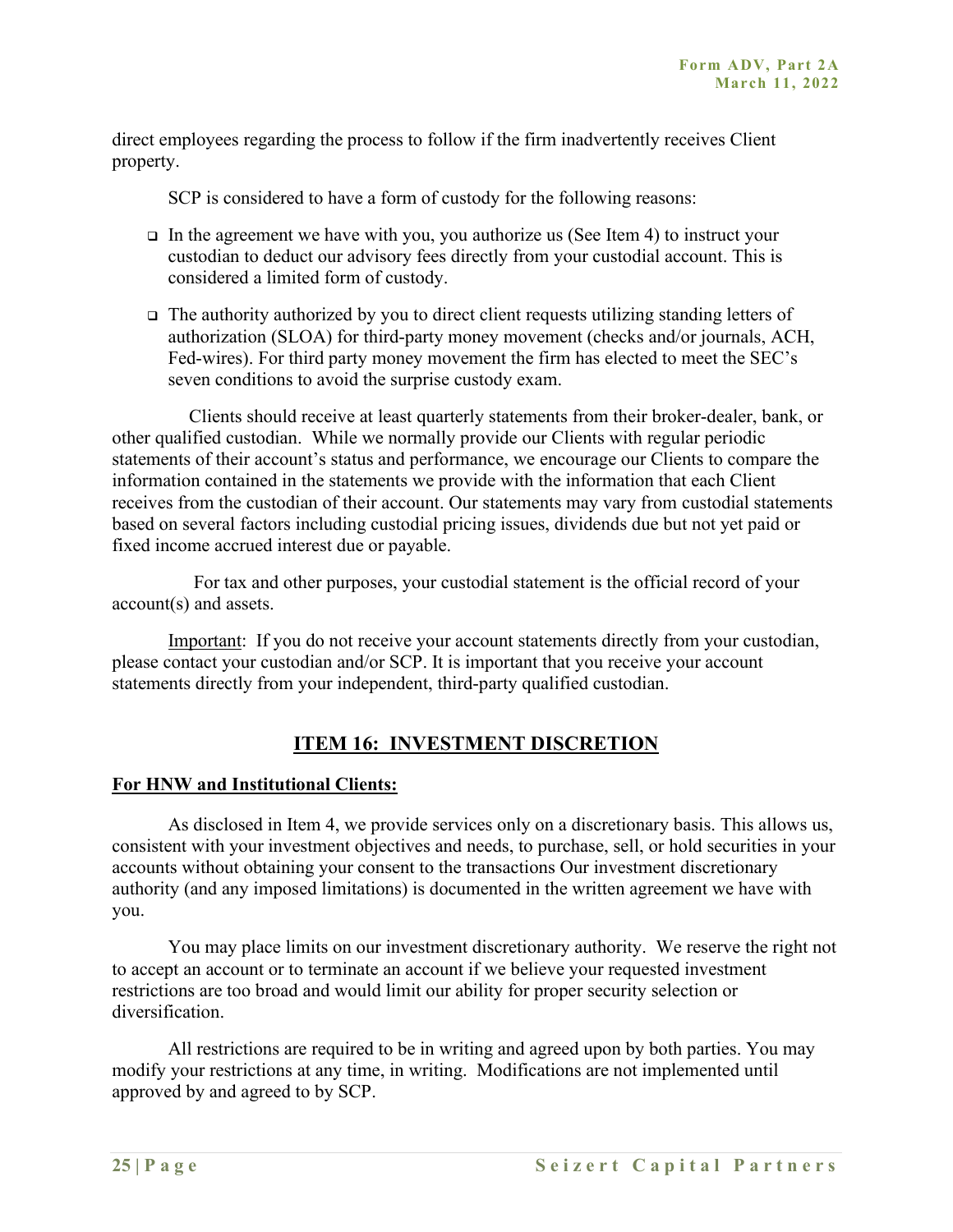direct employees regarding the process to follow if the firm inadvertently receives Client property.

SCP is considered to have a form of custody for the following reasons:

- In the agreement we have with you, you authorize us (See Item 4) to instruct your custodian to deduct our advisory fees directly from your custodial account. This is considered a limited form of custody.
- The authority authorized by you to direct client requests utilizing standing letters of authorization (SLOA) for third-party money movement (checks and/or journals, ACH, Fed-wires). For third party money movement the firm has elected to meet the SEC's seven conditions to avoid the surprise custody exam.

Clients should receive at least quarterly statements from their broker-dealer, bank, or other qualified custodian. While we normally provide our Clients with regular periodic statements of their account's status and performance, we encourage our Clients to compare the information contained in the statements we provide with the information that each Client receives from the custodian of their account. Our statements may vary from custodial statements based on several factors including custodial pricing issues, dividends due but not yet paid or fixed income accrued interest due or payable.

For tax and other purposes, your custodial statement is the official record of your account(s) and assets.

Important: If you do not receive your account statements directly from your custodian, please contact your custodian and/or SCP. It is important that you receive your account statements directly from your independent, third-party qualified custodian.

## ITEM 16: INVESTMENT DISCRETION

**For HNW and Institutional Clients:**

As disclosed in Item 4, we provide services only on a discretionary basis. This allows us, consistent with your investment objectives and needs, to purchase, sell, or hold securities in your accounts without obtaining your consent to the transactions Our investment discretionary authority (and any imposed limitations) is documented in the written agreement we have with you.

You may place limits on our investment discretionary authority. We reserve the right not to accept an account or to terminate an account if we believe your requested investment restrictions are too broad and would limit our ability for proper security selection or diversification.

All restrictions are required to be in writing and agreed upon by both parties. You may modify your restrictions at any time, in writing. Modifications are not implemented until approved by and agreed to by SCP.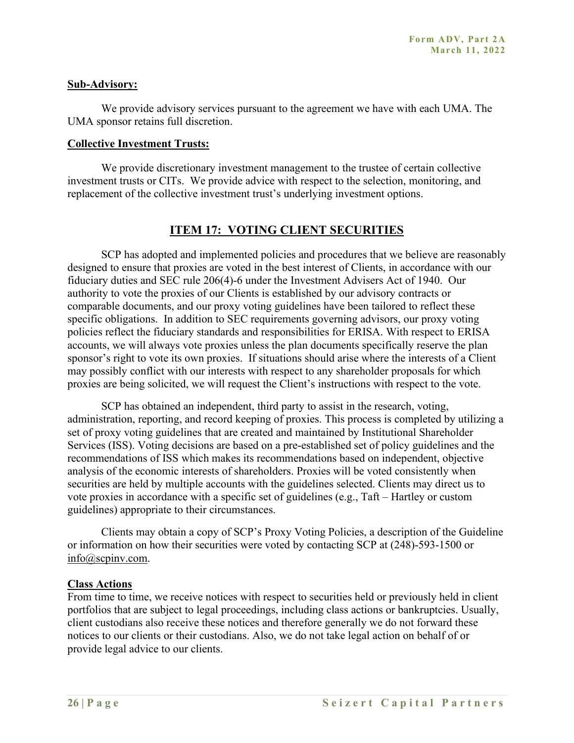**Sub-Advisory:**

We provide advisory services pursuant to the agreement we have with each UMA. The UMA sponsor retains full discretion.

**Collective Investment Trusts:**

We provide discretionary investment management to the trustee of certain collective investment trusts or CITs. We provide advice with respect to the selection, monitoring, and replacement of the collective investment trust's underlying investment options.

## ITEM 17: VOTING CLIENT SECURITIES

SCP has adopted and implemented policies and procedures that we believe are reasonably designed to ensure that proxies are voted in the best interest of Clients, in accordance with our fiduciary duties and SEC rule 206(4)-6 under the Investment Advisers Act of 1940. Our authority to vote the proxies of our Clients is established by our advisory contracts or comparable documents, and our proxy voting guidelines have been tailored to reflect these specific obligations. In addition to SEC requirements governing advisors, our proxy voting policies reflect the fiduciary standards and responsibilities for ERISA. With respect to ERISA accounts, we will always vote proxies unless the plan documents specifically reserve the plan sponsor's right to vote its own proxies. If situations should arise where the interests of a Client may possibly conflict with our interests with respect to any shareholder proposals for which proxies are being solicited, we will request the Client's instructions with respect to the vote.

SCP has obtained an independent, third party to assist in the research, voting, administration, reporting, and record keeping of proxies. This process is completed by utilizing a set of proxy voting guidelines that are created and maintained by Institutional Shareholder Services (ISS). Voting decisions are based on a pre-established set of policy guidelines and the recommendations of ISS which makes its recommendations based on independent, objective analysis of the economic interests of shareholders. Proxies will be voted consistently when securities are held by multiple accounts with the guidelines selected. Clients may direct us to vote proxies in accordance with a specific set of guidelines (e.g., Taft – Hartley or custom guidelines) appropriate to their circumstances.

Clients may obtain a copy of SCP's Proxy Voting Policies, a description of the Guideline or information on how their securities were voted by contacting SCP at (248)-593-1500 or info@scpinv.com.

**Class Actions**

From time to time, we receive notices with respect to securities held or previously held in client portfolios that are subject to legal proceedings, including class actions or bankruptcies. Usually, client custodians also receive these notices and therefore generally we do not forward these notices to our clients or their custodians. Also, we do not take legal action on behalf of or provide legal advice to our clients.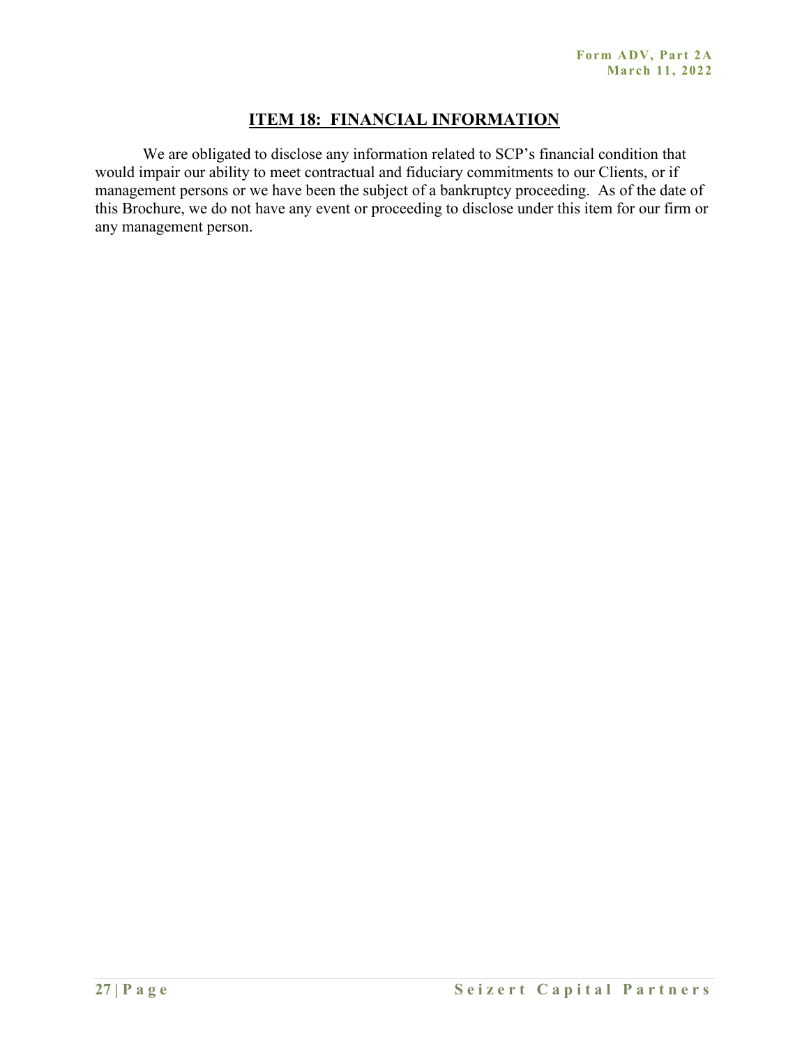## ITEM 18: FINANCIAL INFORMATION

We are obligated to disclose any information related to SCP's financial condition that would impair our ability to meet contractual and fiduciary commitments to our Clients, or if management persons or we have been the subject of a bankruptcy proceeding. As of the date of this Brochure, we do not have any event or proceeding to disclose under this item for our firm or any management person.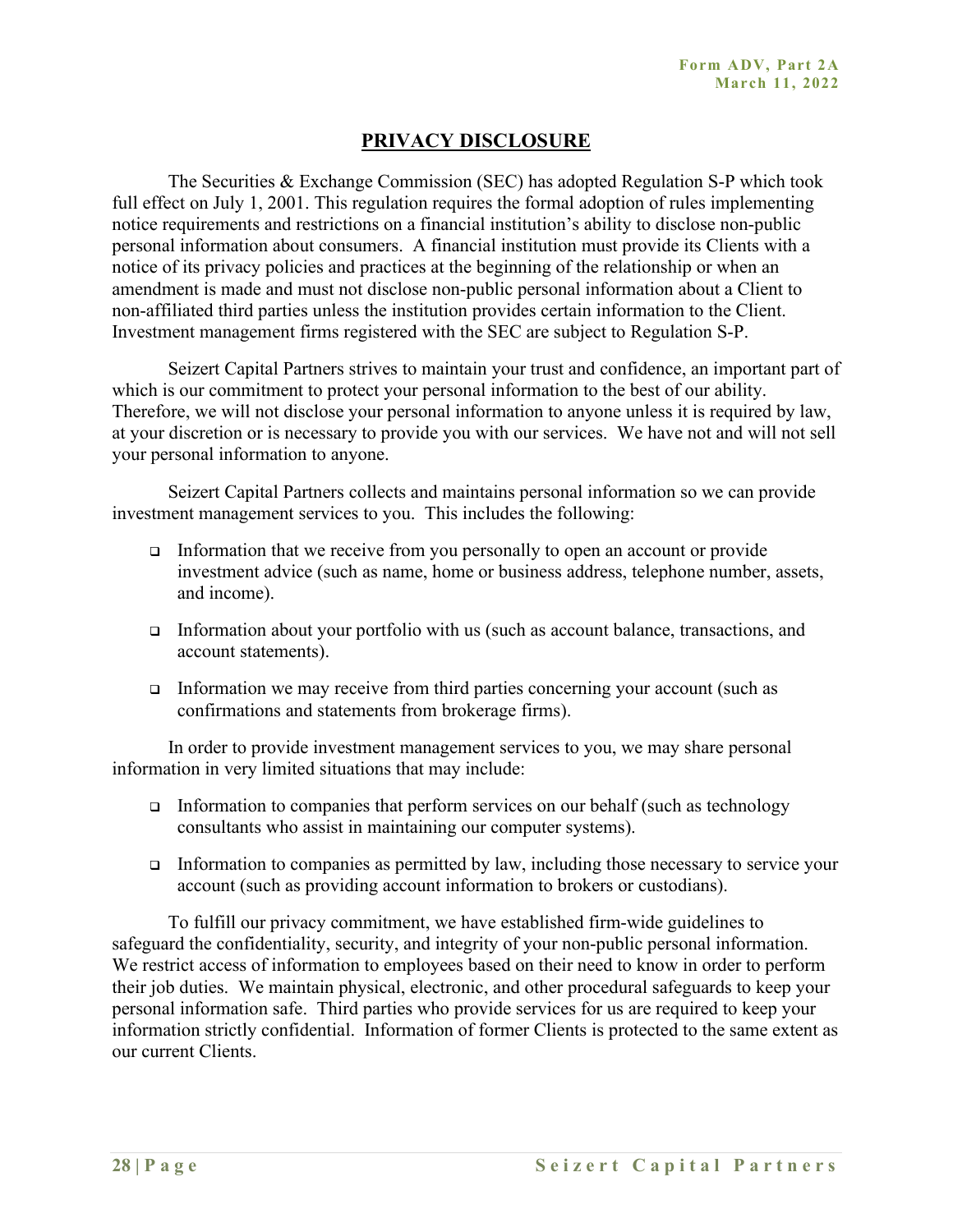## PRIVACY DISCLOSURE

The Securities & Exchange Commission (SEC) has adopted Regulation S-P which took full effect on July 1, 2001. This regulation requires the formal adoption of rules implementing notice requirements and restrictions on a financial institution's ability to disclose non-public personal information about consumers. A financial institution must provide its Clients with a notice of its privacy policies and practices at the beginning of the relationship or when an amendment is made and must not disclose non-public personal information about a Client to non-affiliated third parties unless the institution provides certain information to the Client. Investment management firms registered with the SEC are subject to Regulation S-P.

Seizert Capital Partners strives to maintain your trust and confidence, an important part of which is our commitment to protect your personal information to the best of our ability. Therefore, we will not disclose your personal information to anyone unless it is required by law, at your discretion or is necessary to provide you with our services. We have not and will not sell your personal information to anyone.

Seizert Capital Partners collects and maintains personal information so we can provide investment management services to you. This includes the following:

- Information that we receive from you personally to open an account or provide investment advice (such as name, home or business address, telephone number, assets, and income).
- Information about your portfolio with us (such as account balance, transactions, and account statements).
- Information we may receive from third parties concerning your account (such as confirmations and statements from brokerage firms).

In order to provide investment management services to you, we may share personal information in very limited situations that may include:

- Information to companies that perform services on our behalf (such as technology consultants who assist in maintaining our computer systems).
- Information to companies as permitted by law, including those necessary to service your account (such as providing account information to brokers or custodians).

To fulfill our privacy commitment, we have established firm-wide guidelines to safeguard the confidentiality, security, and integrity of your non-public personal information. We restrict access of information to employees based on their need to know in order to perform their job duties. We maintain physical, electronic, and other procedural safeguards to keep your personal information safe. Third parties who provide services for us are required to keep your information strictly confidential. Information of former Clients is protected to the same extent as our current Clients.